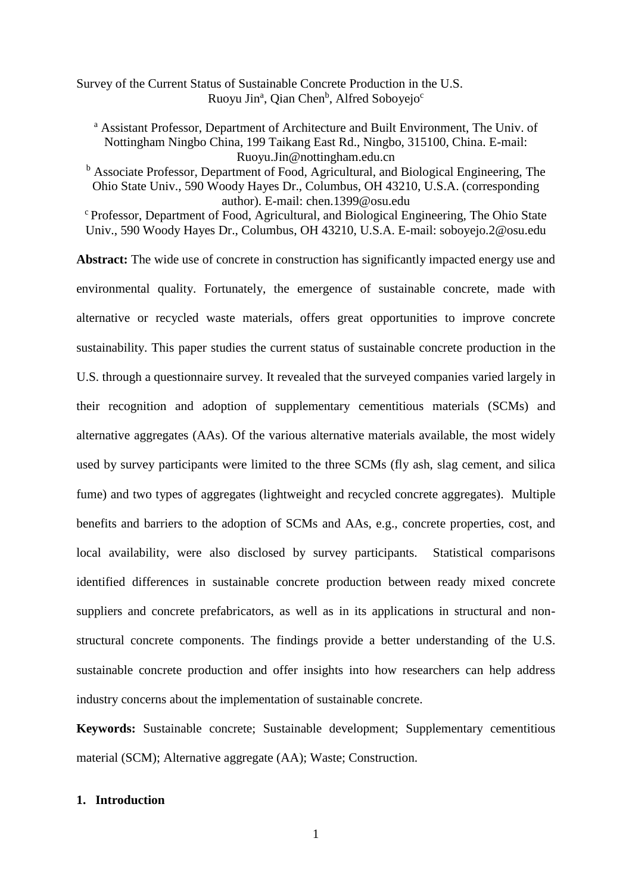# Survey of the Current Status of Sustainable Concrete Production in the U.S.

Ruoyu Jin[a], Qian Chen[b], Alfred Soboyejo[c]

[a] Assistant Professor, Department of Architecture and Built Environment, The Univ. of Nottingham Ningbo China, 199 Taikang East Rd., Ningbo, 315100, China. E-mail: Ruoyu.Jin@nottingham.edu.cn

[b] Associate Professor, Department of Food, Agricultural, and Biological Engineering, The Ohio State Univ., 590 Woody Hayes Dr., Columbus, OH 43210, U.S.A. (corresponding author). E-mail: chen.1399@osu.edu

[c] Professor, Department of Food, Agricultural, and Biological Engineering, The Ohio State Univ., 590 Woody Hayes Dr., Columbus, OH 43210, U.S.A. E-mail: soboyejo.2@osu.edu

**Abstract:** The wide use of concrete in construction has significantly impacted energy use and environmental quality. Fortunately, the emergence of sustainable concrete, made with alternative or recycled waste materials, offers great opportunities to improve concrete sustainability. This paper studies the current status of sustainable concrete production in the U.S. through a questionnaire survey. It revealed that the surveyed companies varied largely in their recognition and adoption of supplementary cementitious materials (SCMs) and alternative aggregates (AAs). Of the various alternative materials available, the most widely used by survey participants were limited to the three SCMs (fly ash, slag cement, and silica fume) and two types of aggregates (lightweight and recycled concrete aggregates). Multiple benefits and barriers to the adoption of SCMs and AAs, e.g., concrete properties, cost, and local availability, were also disclosed by survey participants. Statistical comparisons identified differences in sustainable concrete production between ready mixed concrete suppliers and concrete prefabricators, as well as in its applications in structural and non-structural concrete components. The findings provide a better understanding of the U.S. sustainable concrete production and offer insights into how researchers can help address industry concerns about the implementation of sustainable concrete.

**Keywords:** Sustainable concrete; Sustainable development; Supplementary cementitious material (SCM); Alternative aggregate (AA); Waste; Construction.

## 1. Introduction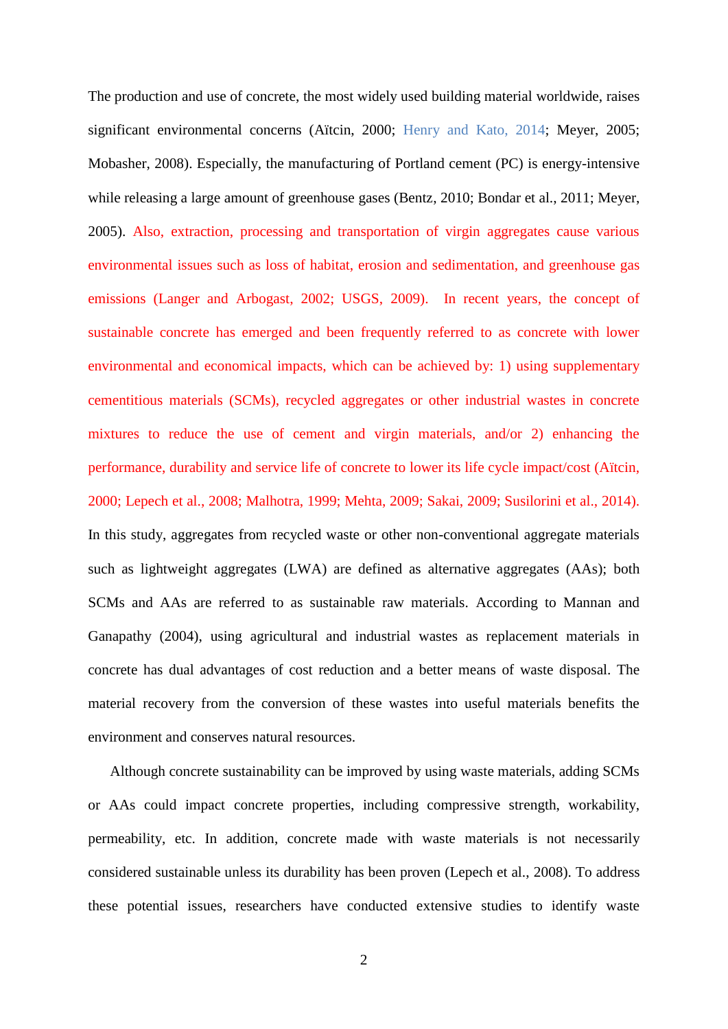The production and use of concrete, the most widely used building material worldwide, raises significant environmental concerns (Aïtcin, 2000; Henry and Kato, 2014; Meyer, 2005; Mobasher, 2008). Especially, the manufacturing of Portland cement (PC) is energy-intensive while releasing a large amount of greenhouse gases (Bentz, 2010; Bondar et al., 2011; Meyer, 2005). Also, extraction, processing and transportation of virgin aggregates cause various environmental issues such as loss of habitat, erosion and sedimentation, and greenhouse gas emissions (Langer and Arbogast, 2002; USGS, 2009). In recent years, the concept of sustainable concrete has emerged and been frequently referred to as concrete with lower environmental and economical impacts, which can be achieved by: 1) using supplementary cementitious materials (SCMs), recycled aggregates or other industrial wastes in concrete mixtures to reduce the use of cement and virgin materials, and/or 2) enhancing the performance, durability and service life of concrete to lower its life cycle impact/cost (Aïtcin, 2000; Lepech et al., 2008; Malhotra, 1999; Mehta, 2009; Sakai, 2009; Susilorini et al., 2014). In this study, aggregates from recycled waste or other non-conventional aggregate materials such as lightweight aggregates (LWA) are defined as alternative aggregates (AAs); both SCMs and AAs are referred to as sustainable raw materials. According to Mannan and Ganapathy (2004), using agricultural and industrial wastes as replacement materials in concrete has dual advantages of cost reduction and a better means of waste disposal. The material recovery from the conversion of these wastes into useful materials benefits the environment and conserves natural resources.

Although concrete sustainability can be improved by using waste materials, adding SCMs or AAs could impact concrete properties, including compressive strength, workability, permeability, etc. In addition, concrete made with waste materials is not necessarily considered sustainable unless its durability has been proven (Lepech et al., 2008). To address these potential issues, researchers have conducted extensive studies to identify waste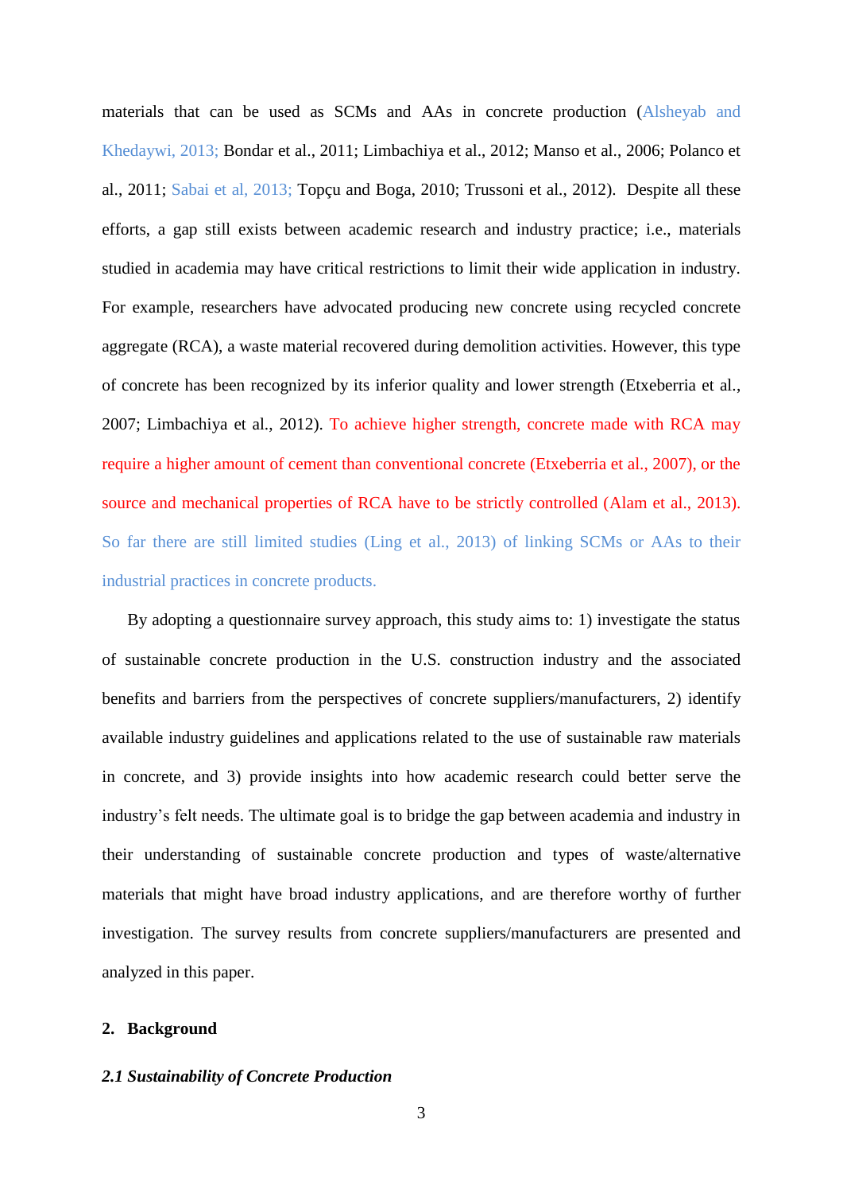materials that can be used as SCMs and AAs in concrete production (Alsheyab and Khedaywi, 2013; Bondar et al., 2011; Limbachiya et al., 2012; Manso et al., 2006; Polanco et al., 2011; Sabai et al, 2013; Topçu and Boga, 2010; Trussoni et al., 2012). Despite all these efforts, a gap still exists between academic research and industry practice; i.e., materials studied in academia may have critical restrictions to limit their wide application in industry. For example, researchers have advocated producing new concrete using recycled concrete aggregate (RCA), a waste material recovered during demolition activities. However, this type of concrete has been recognized by its inferior quality and lower strength (Etxeberria et al., 2007; Limbachiya et al., 2012). To achieve higher strength, concrete made with RCA may require a higher amount of cement than conventional concrete (Etxeberria et al., 2007), or the source and mechanical properties of RCA have to be strictly controlled (Alam et al., 2013). So far there are still limited studies (Ling et al., 2013) of linking SCMs or AAs to their industrial practices in concrete products.

By adopting a questionnaire survey approach, this study aims to: 1) investigate the status of sustainable concrete production in the U.S. construction industry and the associated benefits and barriers from the perspectives of concrete suppliers/manufacturers, 2) identify available industry guidelines and applications related to the use of sustainable raw materials in concrete, and 3) provide insights into how academic research could better serve the industry's felt needs. The ultimate goal is to bridge the gap between academia and industry in their understanding of sustainable concrete production and types of waste/alternative materials that might have broad industry applications, and are therefore worthy of further investigation. The survey results from concrete suppliers/manufacturers are presented and analyzed in this paper.

## 2. Background

### *2.1 Sustainability of Concrete Production*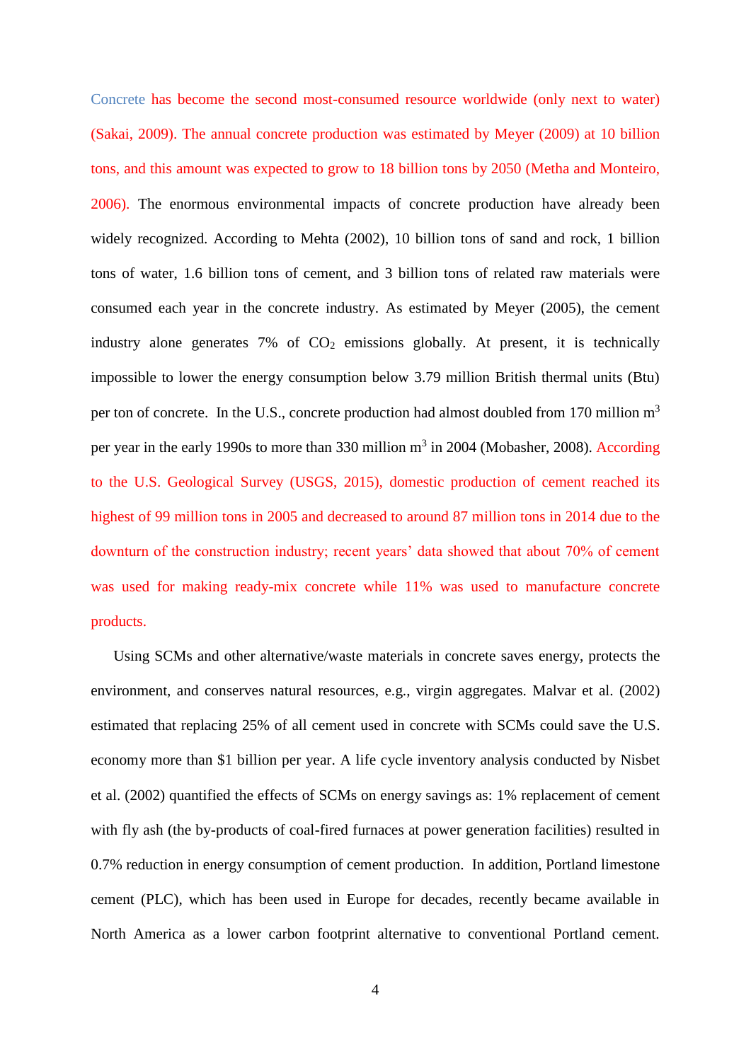Concrete has become the second most-consumed resource worldwide (only next to water) (Sakai, 2009). The annual concrete production was estimated by Meyer (2009) at 10 billion tons, and this amount was expected to grow to 18 billion tons by 2050 (Metha and Monteiro, 2006). The enormous environmental impacts of concrete production have already been widely recognized. According to Mehta (2002), 10 billion tons of sand and rock, 1 billion tons of water, 1.6 billion tons of cement, and 3 billion tons of related raw materials were consumed each year in the concrete industry. As estimated by Meyer (2005), the cement industry alone generates 7% of $CO_2$ emissions globally. At present, it is technically impossible to lower the energy consumption below 3.79 million British thermal units (Btu) per ton of concrete. In the U.S., concrete production had almost doubled from 170 million $m^3$ per year in the early 1990s to more than 330 million $m^3$ in 2004 (Mobasher, 2008). According to the U.S. Geological Survey (USGS, 2015), domestic production of cement reached its highest of 99 million tons in 2005 and decreased to around 87 million tons in 2014 due to the downturn of the construction industry; recent years' data showed that about 70% of cement was used for making ready-mix concrete while 11% was used to manufacture concrete products.

Using SCMs and other alternative/waste materials in concrete saves energy, protects the environment, and conserves natural resources, e.g., virgin aggregates. Malvar et al. (2002) estimated that replacing 25% of all cement used in concrete with SCMs could save the U.S. economy more than $1 billion per year. A life cycle inventory analysis conducted by Nisbet et al. (2002) quantified the effects of SCMs on energy savings as: 1% replacement of cement with fly ash (the by-products of coal-fired furnaces at power generation facilities) resulted in 0.7% reduction in energy consumption of cement production. In addition, Portland limestone cement (PLC), which has been used in Europe for decades, recently became available in North America as a lower carbon footprint alternative to conventional Portland cement.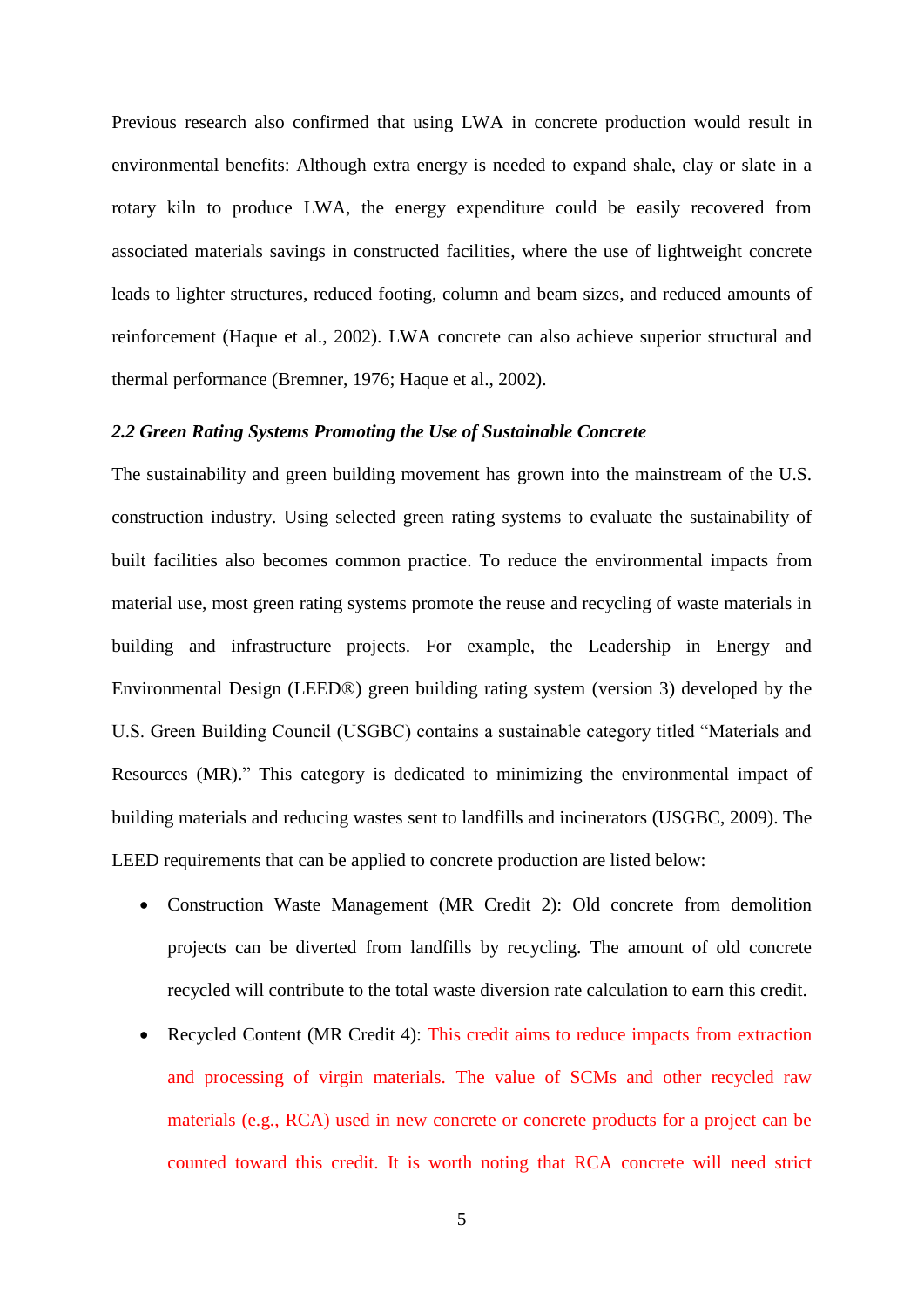Previous research also confirmed that using LWA in concrete production would result in environmental benefits: Although extra energy is needed to expand shale, clay or slate in a rotary kiln to produce LWA, the energy expenditure could be easily recovered from associated materials savings in constructed facilities, where the use of lightweight concrete leads to lighter structures, reduced footing, column and beam sizes, and reduced amounts of reinforcement (Haque et al., 2002). LWA concrete can also achieve superior structural and thermal performance (Bremner, 1976; Haque et al., 2002).

### *2.2 Green Rating Systems Promoting the Use of Sustainable Concrete*

The sustainability and green building movement has grown into the mainstream of the U.S. construction industry. Using selected green rating systems to evaluate the sustainability of built facilities also becomes common practice. To reduce the environmental impacts from material use, most green rating systems promote the reuse and recycling of waste materials in building and infrastructure projects. For example, the Leadership in Energy and Environmental Design (LEED®) green building rating system (version 3) developed by the U.S. Green Building Council (USGBC) contains a sustainable category titled "Materials and Resources (MR)." This category is dedicated to minimizing the environmental impact of building materials and reducing wastes sent to landfills and incinerators (USGBC, 2009). The LEED requirements that can be applied to concrete production are listed below:

- Construction Waste Management (MR Credit 2): Old concrete from demolition projects can be diverted from landfills by recycling. The amount of old concrete recycled will contribute to the total waste diversion rate calculation to earn this credit.
- Recycled Content (MR Credit 4): This credit aims to reduce impacts from extraction and processing of virgin materials. The value of SCMs and other recycled raw materials (e.g., RCA) used in new concrete or concrete products for a project can be counted toward this credit. It is worth noting that RCA concrete will need strict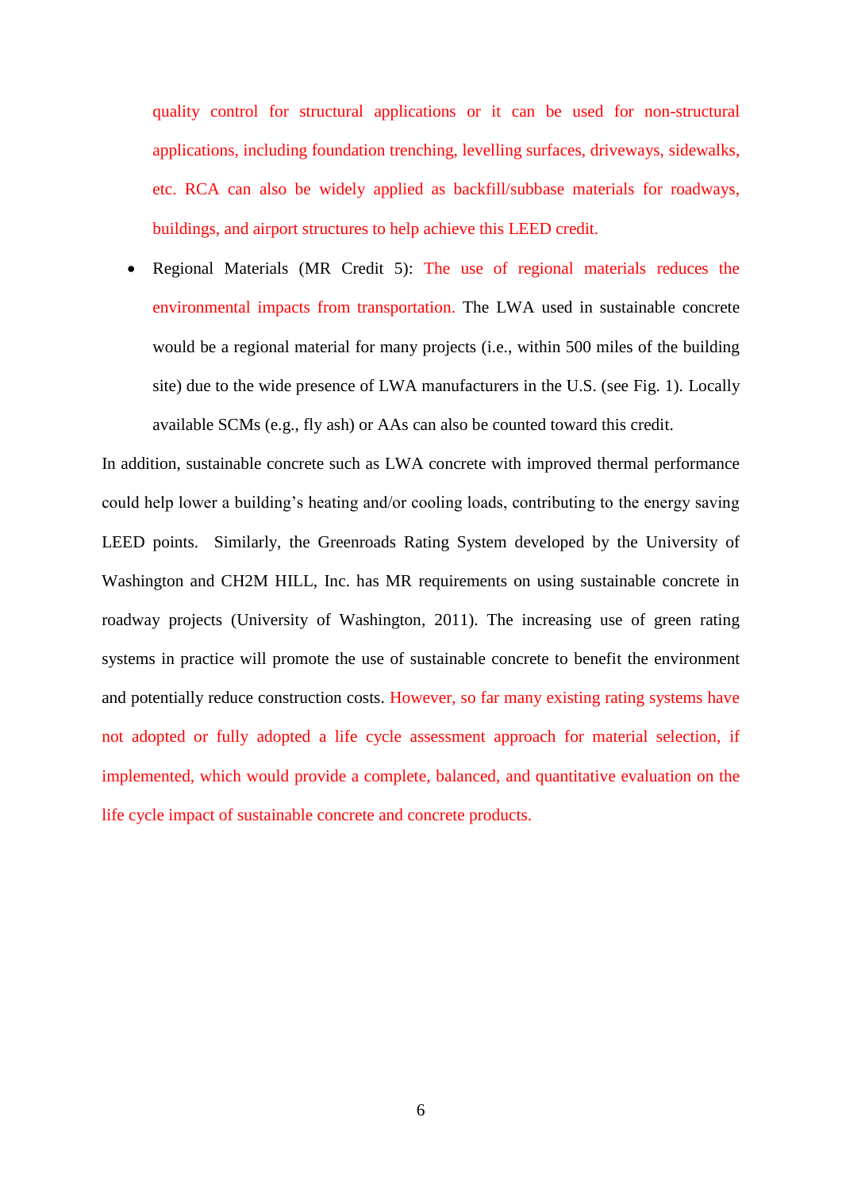quality control for structural applications or it can be used for non-structural applications, including foundation trenching, levelling surfaces, driveways, sidewalks, etc. RCA can also be widely applied as backfill/subbase materials for roadways, buildings, and airport structures to help achieve this LEED credit.

- Regional Materials (MR Credit 5): The use of regional materials reduces the environmental impacts from transportation. The LWA used in sustainable concrete would be a regional material for many projects (i.e., within 500 miles of the building site) due to the wide presence of LWA manufacturers in the U.S. (see Fig. 1). Locally available SCMs (e.g., fly ash) or AAs can also be counted toward this credit.

In addition, sustainable concrete such as LWA concrete with improved thermal performance could help lower a building's heating and/or cooling loads, contributing to the energy saving LEED points. Similarly, the Greenroads Rating System developed by the University of Washington and CH2M HILL, Inc. has MR requirements on using sustainable concrete in roadway projects (University of Washington, 2011). The increasing use of green rating systems in practice will promote the use of sustainable concrete to benefit the environment and potentially reduce construction costs. However, so far many existing rating systems have not adopted or fully adopted a life cycle assessment approach for material selection, if implemented, which would provide a complete, balanced, and quantitative evaluation on the life cycle impact of sustainable concrete and concrete products.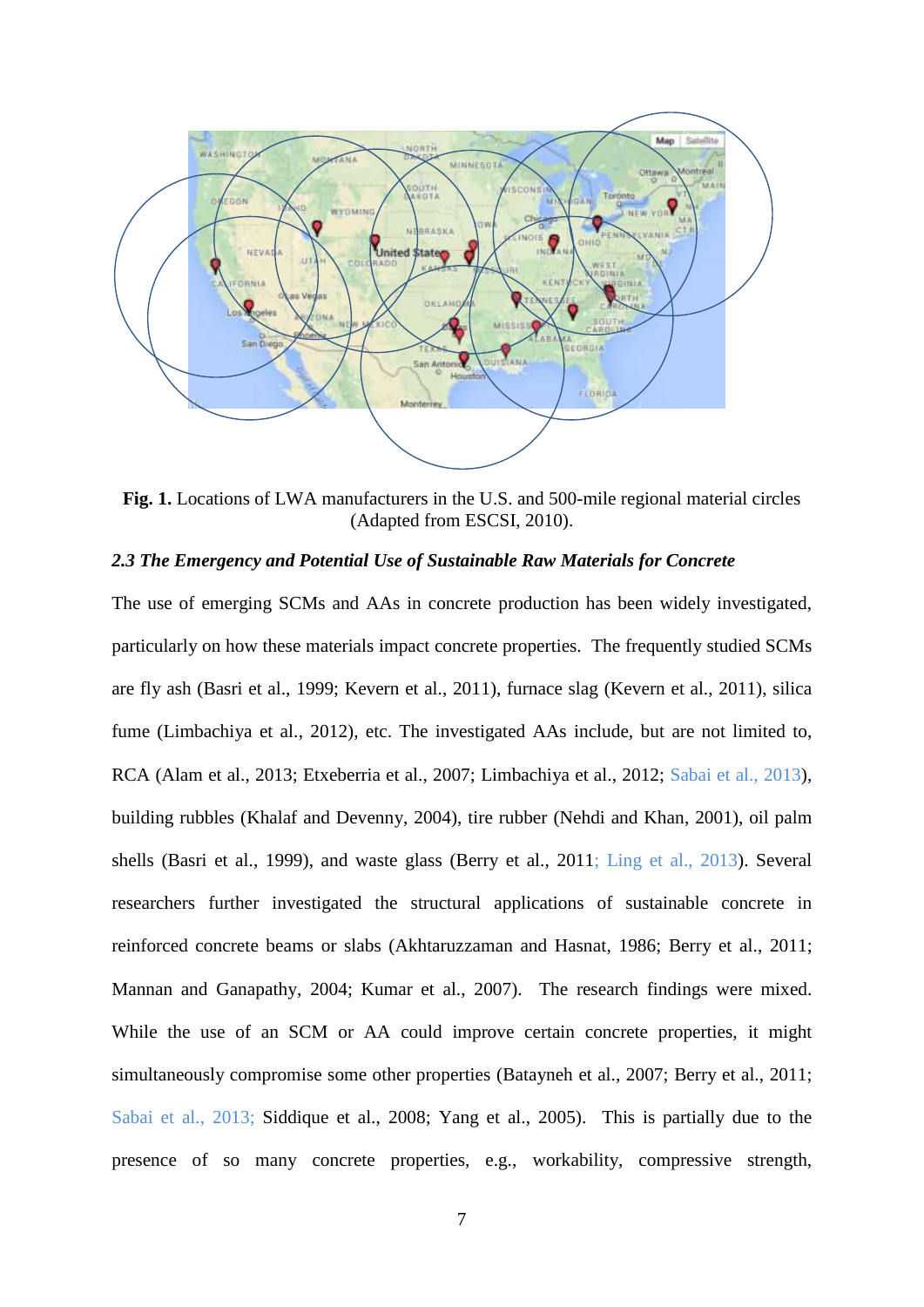**Fig. 1.** Locations of LWA manufacturers in the U.S. and 500-mile regional material circles (Adapted from ESCSI, 2010).

### *2.3 The Emergency and Potential Use of Sustainable Raw Materials for Concrete*

The use of emerging SCMs and AAs in concrete production has been widely investigated, particularly on how these materials impact concrete properties. The frequently studied SCMs are fly ash (Basri et al., 1999; Kevern et al., 2011), furnace slag (Kevern et al., 2011), silica fume (Limbachiya et al., 2012), etc. The investigated AAs include, but are not limited to, RCA (Alam et al., 2013; Etxeberria et al., 2007; Limbachiya et al., 2012; Sabai et al., 2013), building rubbles (Khalaf and Devenny, 2004), tire rubber (Nehdi and Khan, 2001), oil palm shells (Basri et al., 1999), and waste glass (Berry et al., 2011; Ling et al., 2013). Several researchers further investigated the structural applications of sustainable concrete in reinforced concrete beams or slabs (Akhtaruzzaman and Hasnat, 1986; Berry et al., 2011; Mannan and Ganapathy, 2004; Kumar et al., 2007). The research findings were mixed. While the use of an SCM or AA could improve certain concrete properties, it might simultaneously compromise some other properties (Batayneh et al., 2007; Berry et al., 2011; Sabai et al., 2013; Siddique et al., 2008; Yang et al., 2005). This is partially due to the presence of so many concrete properties, e.g., workability, compressive strength,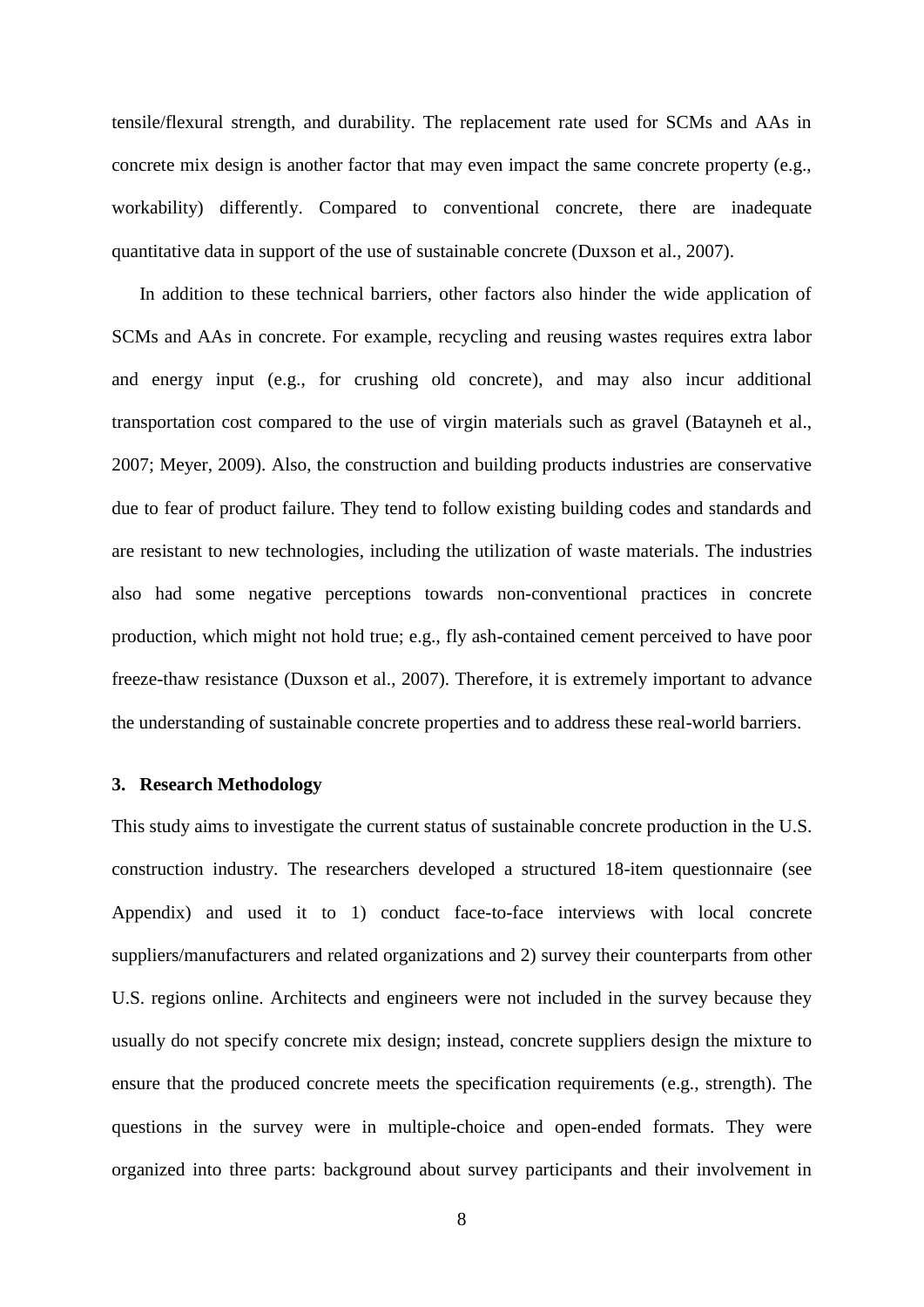tensile/flexural strength, and durability. The replacement rate used for SCMs and AAs in concrete mix design is another factor that may even impact the same concrete property (e.g., workability) differently. Compared to conventional concrete, there are inadequate quantitative data in support of the use of sustainable concrete (Duxson et al., 2007).

In addition to these technical barriers, other factors also hinder the wide application of SCMs and AAs in concrete. For example, recycling and reusing wastes requires extra labor and energy input (e.g., for crushing old concrete), and may also incur additional transportation cost compared to the use of virgin materials such as gravel (Batayneh et al., 2007; Meyer, 2009). Also, the construction and building products industries are conservative due to fear of product failure. They tend to follow existing building codes and standards and are resistant to new technologies, including the utilization of waste materials. The industries also had some negative perceptions towards non-conventional practices in concrete production, which might not hold true; e.g., fly ash-contained cement perceived to have poor freeze-thaw resistance (Duxson et al., 2007). Therefore, it is extremely important to advance the understanding of sustainable concrete properties and to address these real-world barriers.

## 3. Research Methodology

This study aims to investigate the current status of sustainable concrete production in the U.S. construction industry. The researchers developed a structured 18-item questionnaire (see Appendix) and used it to 1) conduct face-to-face interviews with local concrete suppliers/manufacturers and related organizations and 2) survey their counterparts from other U.S. regions online. Architects and engineers were not included in the survey because they usually do not specify concrete mix design; instead, concrete suppliers design the mixture to ensure that the produced concrete meets the specification requirements (e.g., strength). The questions in the survey were in multiple-choice and open-ended formats. They were organized into three parts: background about survey participants and their involvement in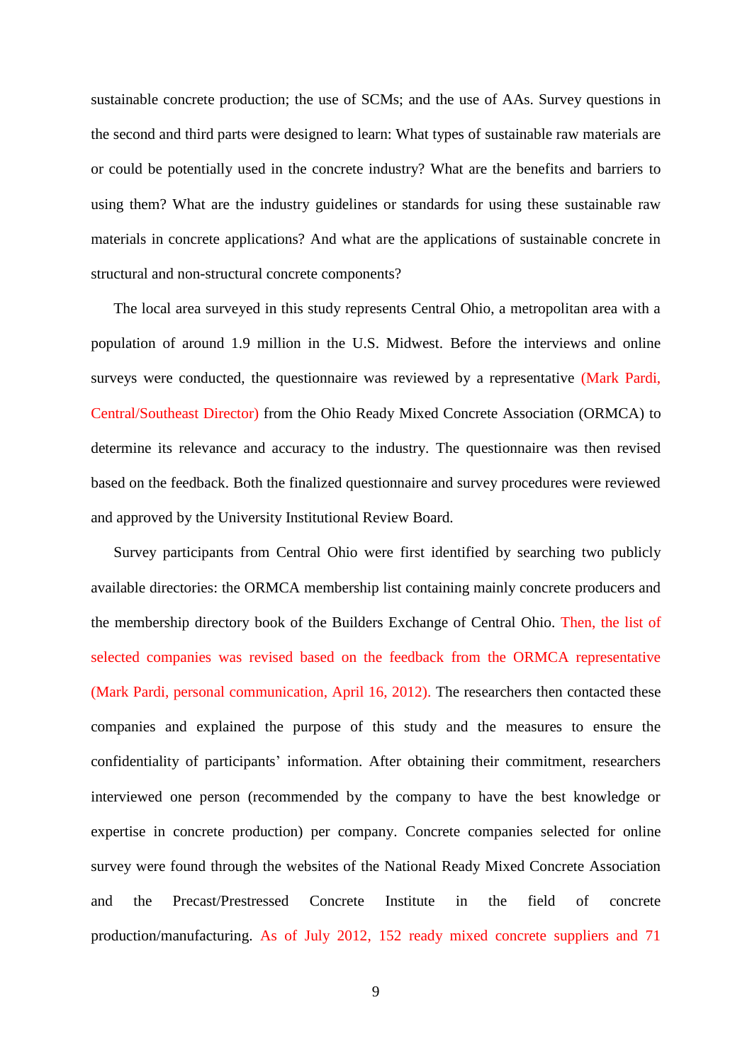sustainable concrete production; the use of SCMs; and the use of AAs. Survey questions in the second and third parts were designed to learn: What types of sustainable raw materials are or could be potentially used in the concrete industry? What are the benefits and barriers to using them? What are the industry guidelines or standards for using these sustainable raw materials in concrete applications? And what are the applications of sustainable concrete in structural and non-structural concrete components?

The local area surveyed in this study represents Central Ohio, a metropolitan area with a population of around 1.9 million in the U.S. Midwest. Before the interviews and online surveys were conducted, the questionnaire was reviewed by a representative (Mark Pardi, Central/Southeast Director) from the Ohio Ready Mixed Concrete Association (ORMCA) to determine its relevance and accuracy to the industry. The questionnaire was then revised based on the feedback. Both the finalized questionnaire and survey procedures were reviewed and approved by the University Institutional Review Board.

Survey participants from Central Ohio were first identified by searching two publicly available directories: the ORMCA membership list containing mainly concrete producers and the membership directory book of the Builders Exchange of Central Ohio. Then, the list of selected companies was revised based on the feedback from the ORMCA representative (Mark Pardi, personal communication, April 16, 2012). The researchers then contacted these companies and explained the purpose of this study and the measures to ensure the confidentiality of participants' information. After obtaining their commitment, researchers interviewed one person (recommended by the company to have the best knowledge or expertise in concrete production) per company. Concrete companies selected for online survey were found through the websites of the National Ready Mixed Concrete Association and the Precast/Prestressed Concrete Institute in the field of concrete production/manufacturing. As of July 2012, 152 ready mixed concrete suppliers and 71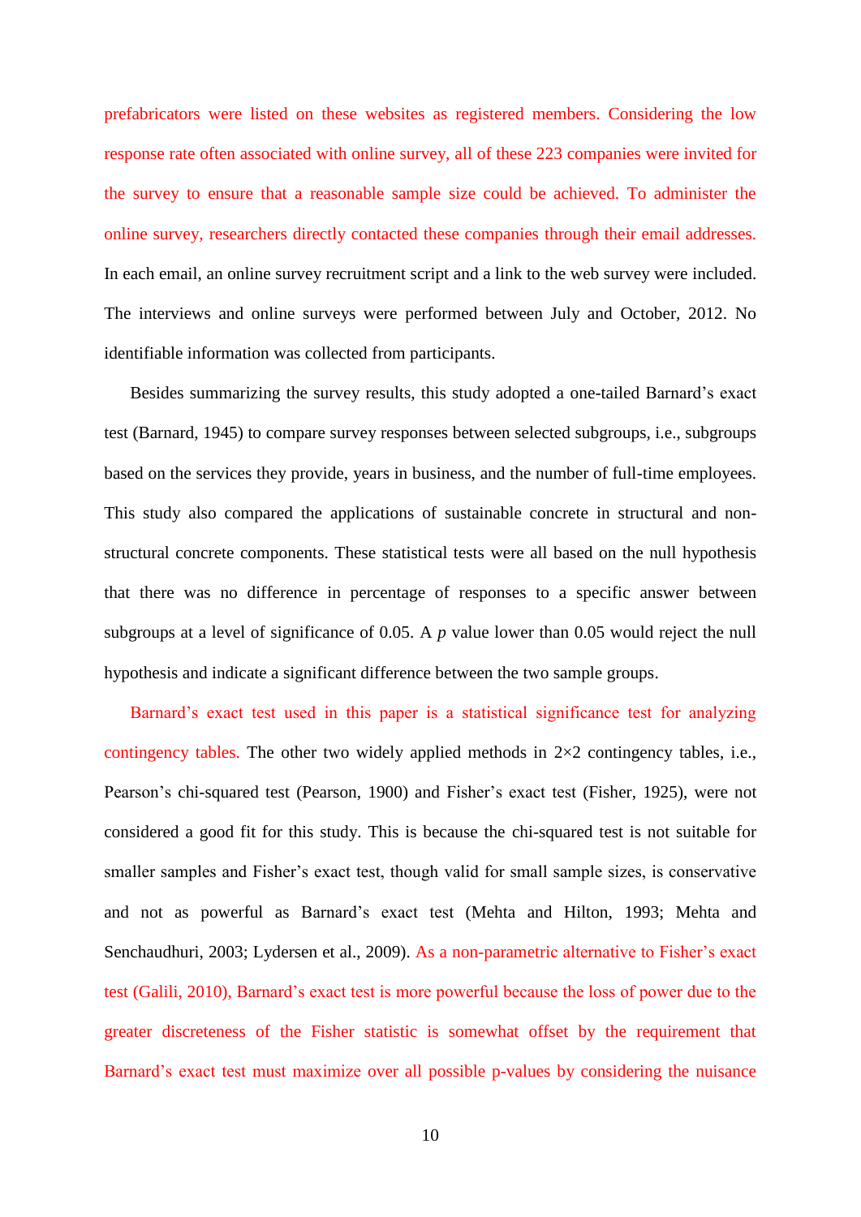prefabricators were listed on these websites as registered members. Considering the low response rate often associated with online survey, all of these 223 companies were invited for the survey to ensure that a reasonable sample size could be achieved. To administer the online survey, researchers directly contacted these companies through their email addresses. In each email, an online survey recruitment script and a link to the web survey were included. The interviews and online surveys were performed between July and October, 2012. No identifiable information was collected from participants.

Besides summarizing the survey results, this study adopted a one-tailed Barnard's exact test (Barnard, 1945) to compare survey responses between selected subgroups, i.e., subgroups based on the services they provide, years in business, and the number of full-time employees. This study also compared the applications of sustainable concrete in structural and non-structural concrete components. These statistical tests were all based on the null hypothesis that there was no difference in percentage of responses to a specific answer between subgroups at a level of significance of 0.05. A *p* value lower than 0.05 would reject the null hypothesis and indicate a significant difference between the two sample groups.

Barnard's exact test used in this paper is a statistical significance test for analyzing contingency tables. The other two widely applied methods in 2×2 contingency tables, i.e., Pearson's chi-squared test (Pearson, 1900) and Fisher's exact test (Fisher, 1925), were not considered a good fit for this study. This is because the chi-squared test is not suitable for smaller samples and Fisher's exact test, though valid for small sample sizes, is conservative and not as powerful as Barnard's exact test (Mehta and Hilton, 1993; Mehta and Senchaudhuri, 2003; Lydersen et al., 2009). As a non-parametric alternative to Fisher's exact test (Galili, 2010), Barnard's exact test is more powerful because the loss of power due to the greater discreteness of the Fisher statistic is somewhat offset by the requirement that Barnard's exact test must maximize over all possible p-values by considering the nuisance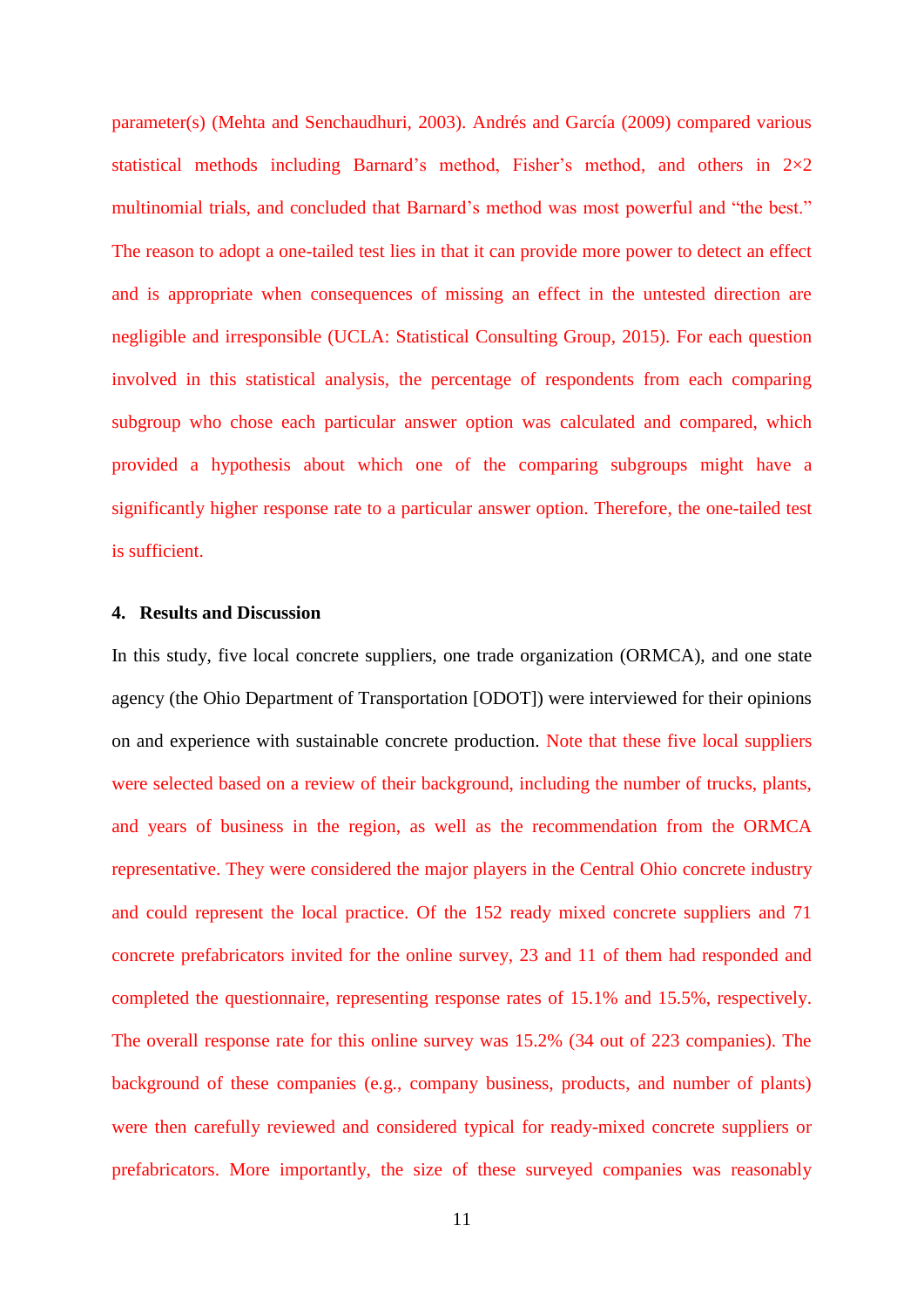parameter(s) (Mehta and Senchaudhuri, 2003). Andrés and García (2009) compared various statistical methods including Barnard's method, Fisher's method, and others in 2×2 multinomial trials, and concluded that Barnard's method was most powerful and "the best." The reason to adopt a one-tailed test lies in that it can provide more power to detect an effect and is appropriate when consequences of missing an effect in the untested direction are negligible and irresponsible (UCLA: Statistical Consulting Group, 2015). For each question involved in this statistical analysis, the percentage of respondents from each comparing subgroup who chose each particular answer option was calculated and compared, which provided a hypothesis about which one of the comparing subgroups might have a significantly higher response rate to a particular answer option. Therefore, the one-tailed test is sufficient.

## 4. Results and Discussion

In this study, five local concrete suppliers, one trade organization (ORMCA), and one state agency (the Ohio Department of Transportation [ODOT]) were interviewed for their opinions on and experience with sustainable concrete production. Note that these five local suppliers were selected based on a review of their background, including the number of trucks, plants, and years of business in the region, as well as the recommendation from the ORMCA representative. They were considered the major players in the Central Ohio concrete industry and could represent the local practice. Of the 152 ready mixed concrete suppliers and 71 concrete prefabricators invited for the online survey, 23 and 11 of them had responded and completed the questionnaire, representing response rates of 15.1% and 15.5%, respectively. The overall response rate for this online survey was 15.2% (34 out of 223 companies). The background of these companies (e.g., company business, products, and number of plants) were then carefully reviewed and considered typical for ready-mixed concrete suppliers or prefabricators. More importantly, the size of these surveyed companies was reasonably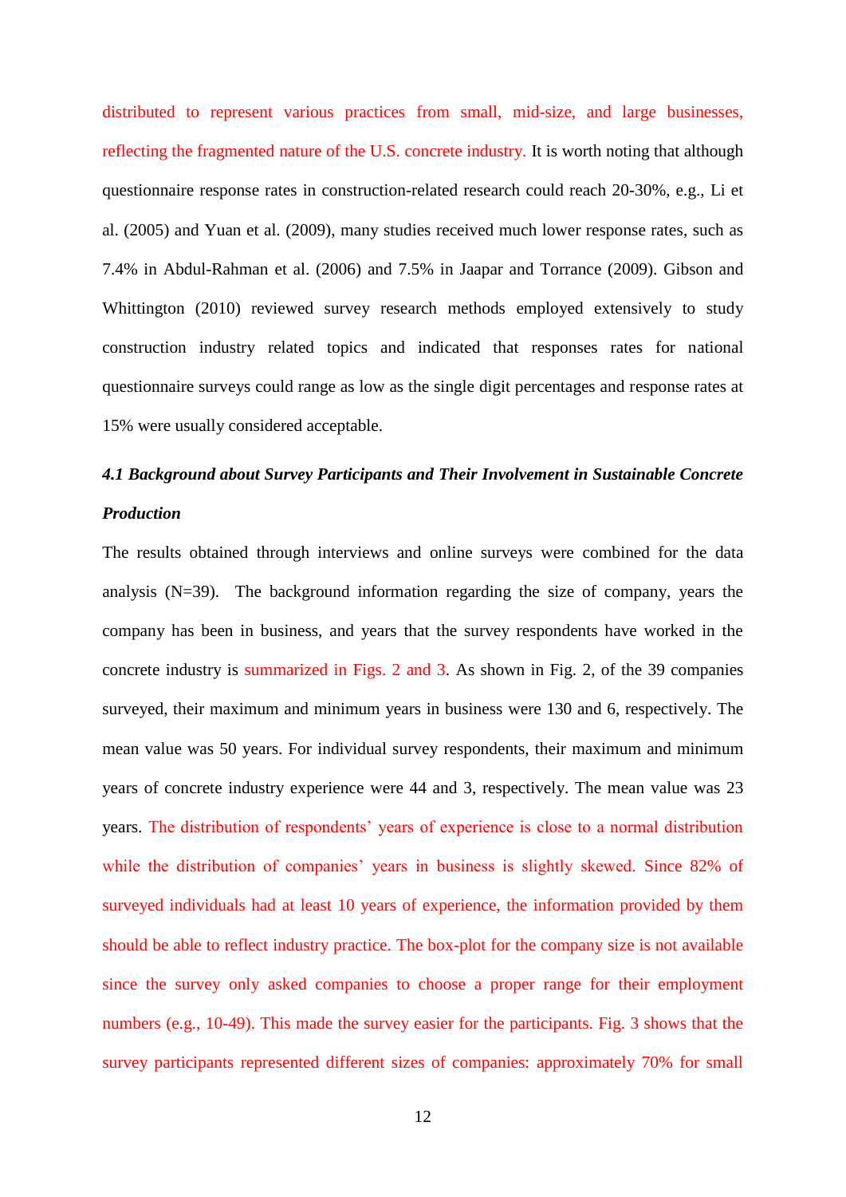distributed to represent various practices from small, mid-size, and large businesses, reflecting the fragmented nature of the U.S. concrete industry. It is worth noting that although questionnaire response rates in construction-related research could reach 20-30%, e.g., Li et al. (2005) and Yuan et al. (2009), many studies received much lower response rates, such as 7.4% in Abdul-Rahman et al. (2006) and 7.5% in Jaapar and Torrance (2009). Gibson and Whittington (2010) reviewed survey research methods employed extensively to study construction industry related topics and indicated that responses rates for national questionnaire surveys could range as low as the single digit percentages and response rates at 15% were usually considered acceptable.

### *4.1 Background about Survey Participants and Their Involvement in Sustainable Concrete Production*

The results obtained through interviews and online surveys were combined for the data analysis (N=39). The background information regarding the size of company, years the company has been in business, and years that the survey respondents have worked in the concrete industry is summarized in Figs. 2 and 3. As shown in Fig. 2, of the 39 companies surveyed, their maximum and minimum years in business were 130 and 6, respectively. The mean value was 50 years. For individual survey respondents, their maximum and minimum years of concrete industry experience were 44 and 3, respectively. The mean value was 23 years. The distribution of respondents' years of experience is close to a normal distribution while the distribution of companies' years in business is slightly skewed. Since 82% of surveyed individuals had at least 10 years of experience, the information provided by them should be able to reflect industry practice. The box-plot for the company size is not available since the survey only asked companies to choose a proper range for their employment numbers (e.g., 10-49). This made the survey easier for the participants. Fig. 3 shows that the survey participants represented different sizes of companies: approximately 70% for small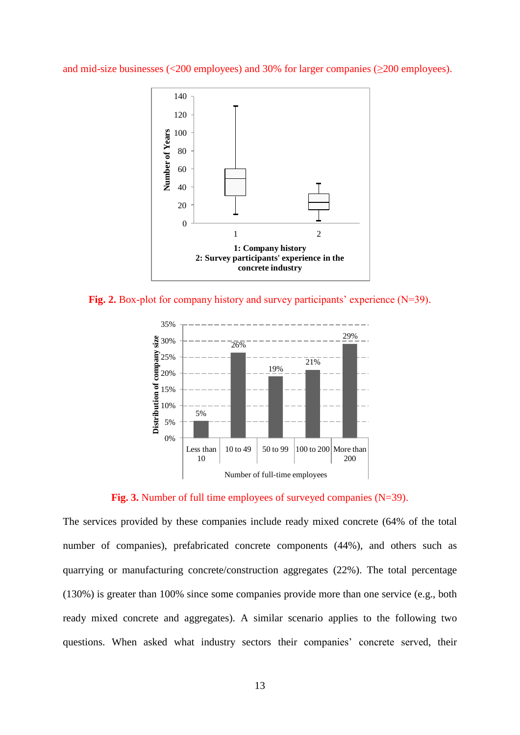and mid-size businesses (<200 employees) and 30% for larger companies (≥200 employees).

**Fig. 2.** Box-plot for company history and survey participants' experience (N=39).

**Fig. 3.** Number of full time employees of surveyed companies (N=39).

The services provided by these companies include ready mixed concrete (64% of the total number of companies), prefabricated concrete components (44%), and others such as quarrying or manufacturing concrete/construction aggregates (22%). The total percentage (130%) is greater than 100% since some companies provide more than one service (e.g., both ready mixed concrete and aggregates). A similar scenario applies to the following two questions. When asked what industry sectors their companies' concrete served, their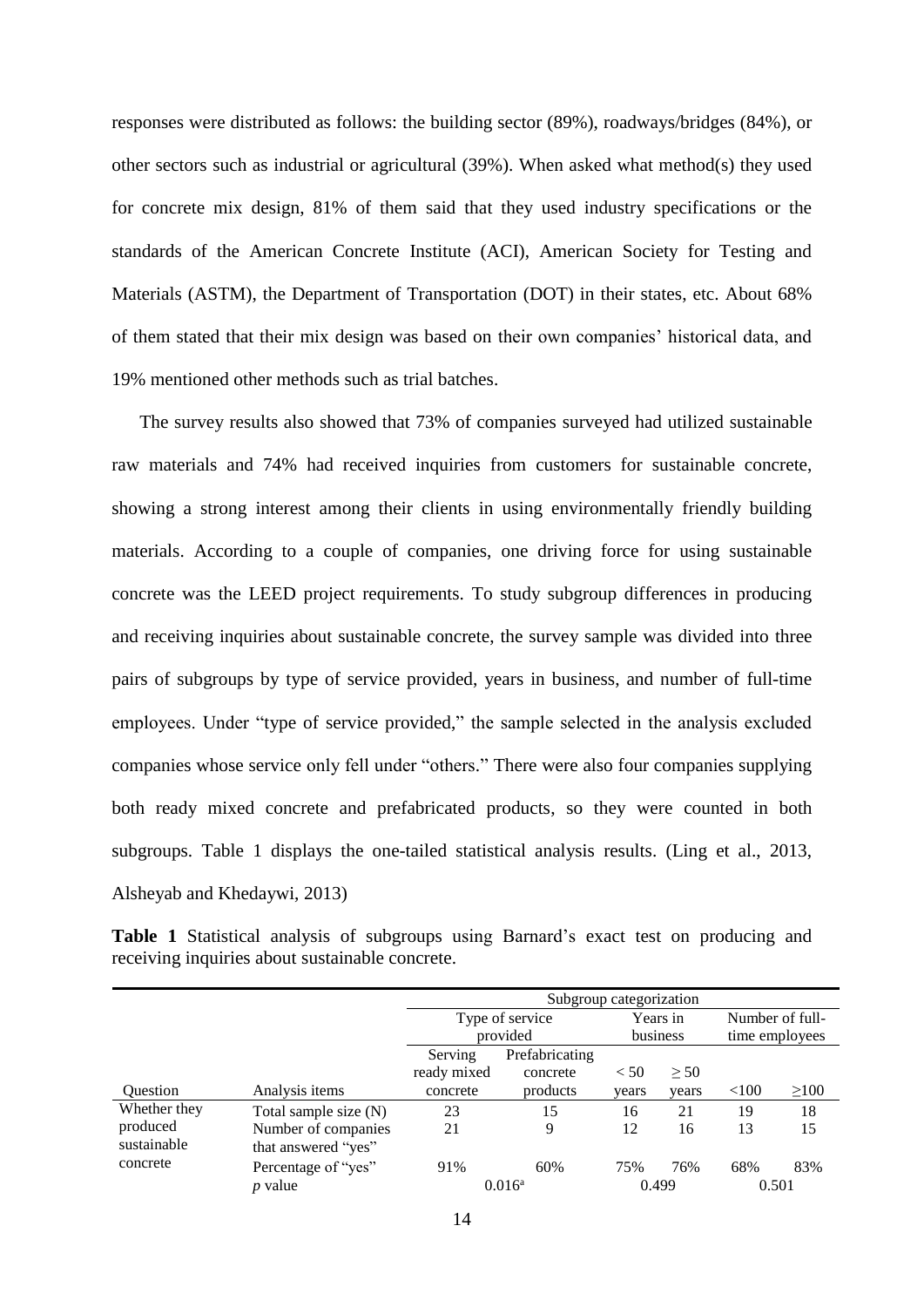responses were distributed as follows: the building sector (89%), roadways/bridges (84%), or other sectors such as industrial or agricultural (39%). When asked what method(s) they used for concrete mix design, 81% of them said that they used industry specifications or the standards of the American Concrete Institute (ACI), American Society for Testing and Materials (ASTM), the Department of Transportation (DOT) in their states, etc. About 68% of them stated that their mix design was based on their own companies' historical data, and 19% mentioned other methods such as trial batches.

The survey results also showed that 73% of companies surveyed had utilized sustainable raw materials and 74% had received inquiries from customers for sustainable concrete, showing a strong interest among their clients in using environmentally friendly building materials. According to a couple of companies, one driving force for using sustainable concrete was the LEED project requirements. To study subgroup differences in producing and receiving inquiries about sustainable concrete, the survey sample was divided into three pairs of subgroups by type of service provided, years in business, and number of full-time employees. Under "type of service provided," the sample selected in the analysis excluded companies whose service only fell under "others." There were also four companies supplying both ready mixed concrete and prefabricated products, so they were counted in both subgroups. Table 1 displays the one-tailed statistical analysis results. (Ling et al., 2013, Alsheyab and Khedaywi, 2013)

**Table 1** Statistical analysis of subgroups using Barnard's exact test on producing and receiving inquiries about sustainable concrete.

| | | Subgroup categorization | | | | | |
|---|---|---|---|---|---|---|---|
| | | Type of service provided | | Years in business | | Number of full-time employees | |
| Question | Analysis items | Serving ready mixed concrete | Prefabricating concrete products | < 50 years | ≥ 50 years | <100 | ≥100 |
| Whether they produced sustainable concrete | Total sample size (N) | 23 | 15 | 16 | 21 | 19 | 18 |
| | Number of companies that answered "yes" | 21 | 9 | 12 | 16 | 13 | 15 |
| | Percentage of "yes" | 91% | 60% | 75% | 76% | 68% | 83% |
| | *p* value | 0.016[a] | | 0.499 | | 0.501 | |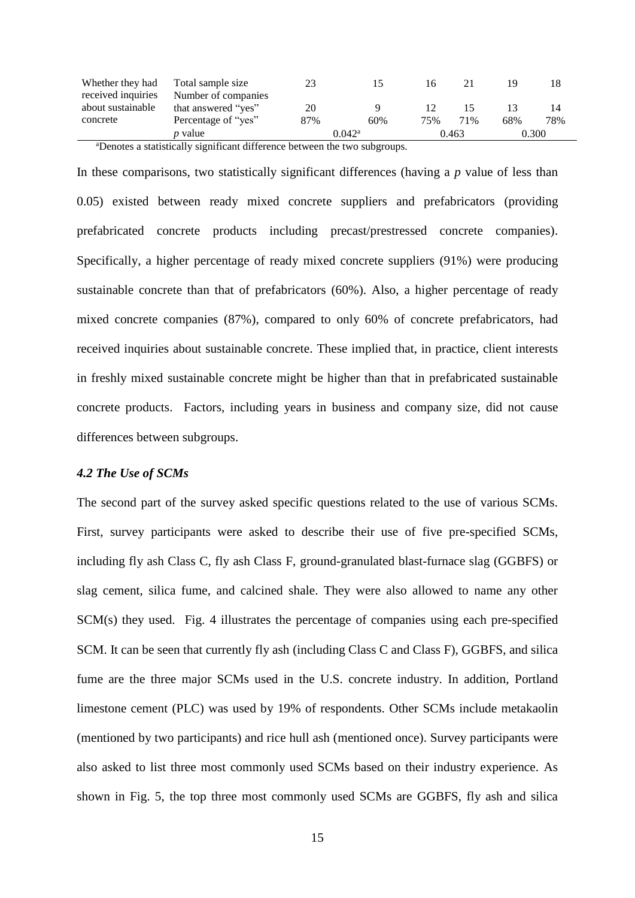| Whether they had received inquiries about sustainable concrete | Total sample size | 23 | 15 | 16 | 21 | 19 | 18 |
|---|---|---|---|---|---|---|---|
| | Number of companies that answered "yes" | 20 | 9 | 12 | 15 | 13 | 14 |
| | Percentage of "yes" | 87% | 60% | 75% | 71% | 68% | 78% |
| | *p* value | 0.042[a] | | 0.463 | | 0.300 | |

[a]Denotes a statistically significant difference between the two subgroups.

In these comparisons, two statistically significant differences (having a *p* value of less than 0.05) existed between ready mixed concrete suppliers and prefabricators (providing prefabricated concrete products including precast/prestressed concrete companies). Specifically, a higher percentage of ready mixed concrete suppliers (91%) were producing sustainable concrete than that of prefabricators (60%). Also, a higher percentage of ready mixed concrete companies (87%), compared to only 60% of concrete prefabricators, had received inquiries about sustainable concrete. These implied that, in practice, client interests in freshly mixed sustainable concrete might be higher than that in prefabricated sustainable concrete products. Factors, including years in business and company size, did not cause differences between subgroups.

### *4.2 The Use of SCMs*

The second part of the survey asked specific questions related to the use of various SCMs. First, survey participants were asked to describe their use of five pre-specified SCMs, including fly ash Class C, fly ash Class F, ground-granulated blast-furnace slag (GGBFS) or slag cement, silica fume, and calcined shale. They were also allowed to name any other SCM(s) they used. Fig. 4 illustrates the percentage of companies using each pre-specified SCM. It can be seen that currently fly ash (including Class C and Class F), GGBFS, and silica fume are the three major SCMs used in the U.S. concrete industry. In addition, Portland limestone cement (PLC) was used by 19% of respondents. Other SCMs include metakaolin (mentioned by two participants) and rice hull ash (mentioned once). Survey participants were also asked to list three most commonly used SCMs based on their industry experience. As shown in Fig. 5, the top three most commonly used SCMs are GGBFS, fly ash and silica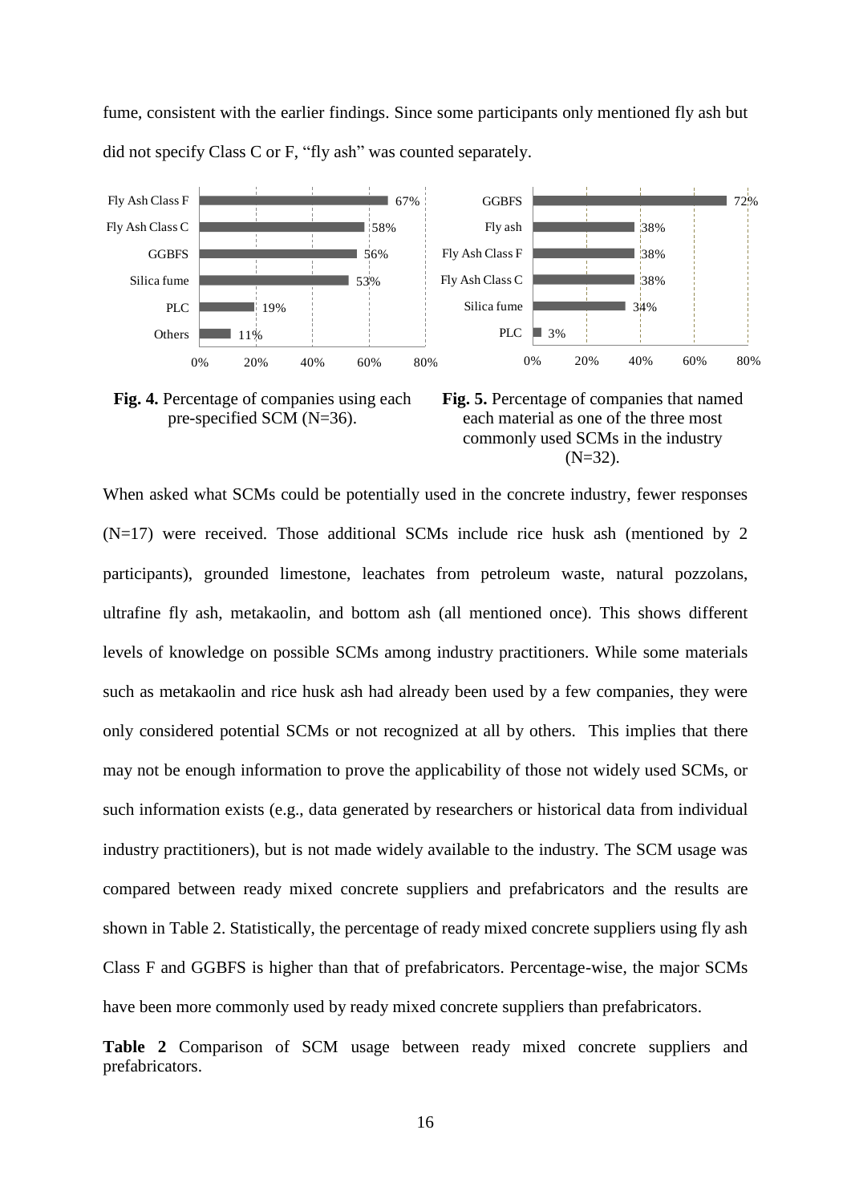fume, consistent with the earlier findings. Since some participants only mentioned fly ash but did not specify Class C or F, "fly ash" was counted separately.

**Fig. 4.** Percentage of companies using each pre-specified SCM (N=36).

**Fig. 5.** Percentage of companies that named each material as one of the three most commonly used SCMs in the industry (N=32).

When asked what SCMs could be potentially used in the concrete industry, fewer responses (N=17) were received. Those additional SCMs include rice husk ash (mentioned by 2 participants), grounded limestone, leachates from petroleum waste, natural pozzolans, ultrafine fly ash, metakaolin, and bottom ash (all mentioned once). This shows different levels of knowledge on possible SCMs among industry practitioners. While some materials such as metakaolin and rice husk ash had already been used by a few companies, they were only considered potential SCMs or not recognized at all by others. This implies that there may not be enough information to prove the applicability of those not widely used SCMs, or such information exists (e.g., data generated by researchers or historical data from individual industry practitioners), but is not made widely available to the industry. The SCM usage was compared between ready mixed concrete suppliers and prefabricators and the results are shown in Table 2. Statistically, the percentage of ready mixed concrete suppliers using fly ash Class F and GGBFS is higher than that of prefabricators. Percentage-wise, the major SCMs have been more commonly used by ready mixed concrete suppliers than prefabricators.

**Table 2** Comparison of SCM usage between ready mixed concrete suppliers and prefabricators.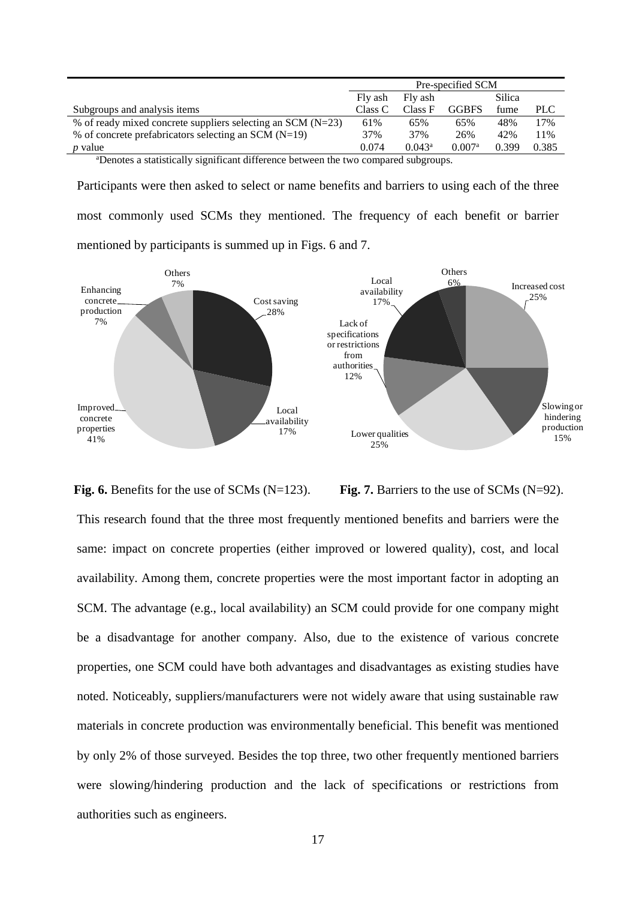| Subgroups and analysis items | Pre-specified SCM | | | | |
|---|---|---|---|---|---|
| | Fly ash Class C | Fly ash Class F | GGBFS | Silica fume | PLC |
| % of ready mixed concrete suppliers selecting an SCM (N=23) | 61% | 65% | 65% | 48% | 17% |
| % of concrete prefabricators selecting an SCM (N=19) | 37% | 37% | 26% | 42% | 11% |
| *p* value | 0.074 | 0.043[a] | 0.007[a] | 0.399 | 0.385 |

[a]Denotes a statistically significant difference between the two compared subgroups.

Participants were then asked to select or name benefits and barriers to using each of the three most commonly used SCMs they mentioned. The frequency of each benefit or barrier mentioned by participants is summed up in Figs. 6 and 7.

**Fig. 6.** Benefits for the use of SCMs (N=123).

**Fig. 7.** Barriers to the use of SCMs (N=92).

This research found that the three most frequently mentioned benefits and barriers were the same: impact on concrete properties (either improved or lowered quality), cost, and local availability. Among them, concrete properties were the most important factor in adopting an SCM. The advantage (e.g., local availability) an SCM could provide for one company might be a disadvantage for another company. Also, due to the existence of various concrete properties, one SCM could have both advantages and disadvantages as existing studies have noted. Noticeably, suppliers/manufacturers were not widely aware that using sustainable raw materials in concrete production was environmentally beneficial. This benefit was mentioned by only 2% of those surveyed. Besides the top three, two other frequently mentioned barriers were slowing/hindering production and the lack of specifications or restrictions from authorities such as engineers.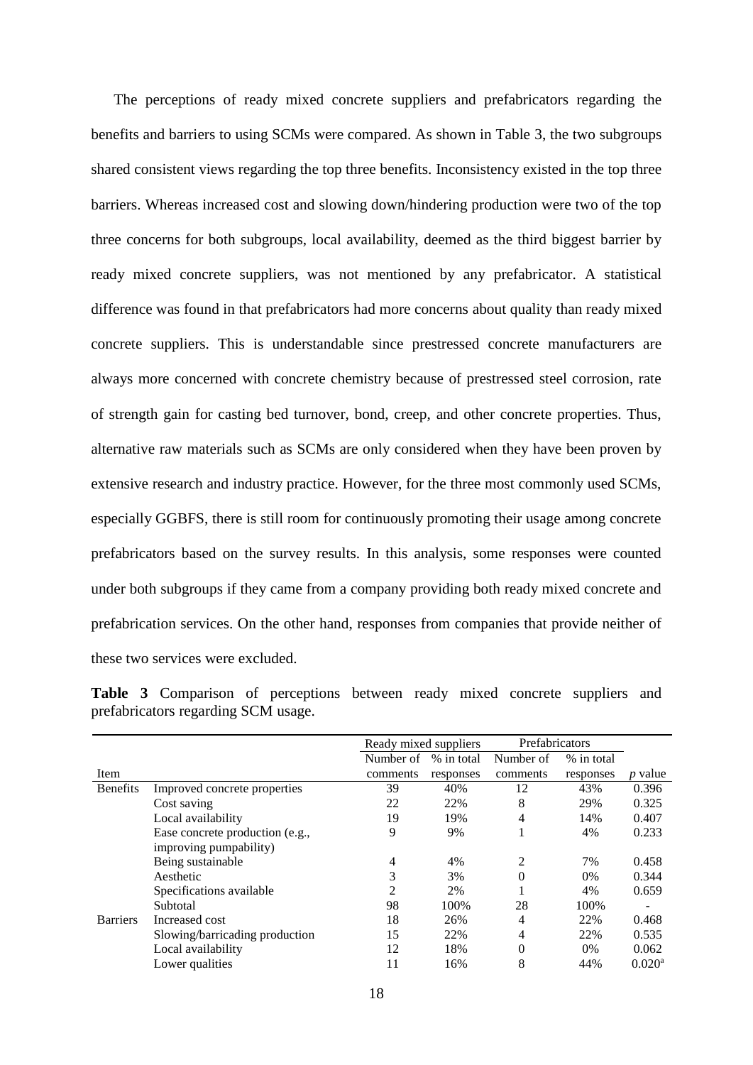The perceptions of ready mixed concrete suppliers and prefabricators regarding the benefits and barriers to using SCMs were compared. As shown in Table 3, the two subgroups shared consistent views regarding the top three benefits. Inconsistency existed in the top three barriers. Whereas increased cost and slowing down/hindering production were two of the top three concerns for both subgroups, local availability, deemed as the third biggest barrier by ready mixed concrete suppliers, was not mentioned by any prefabricator. A statistical difference was found in that prefabricators had more concerns about quality than ready mixed concrete suppliers. This is understandable since prestressed concrete manufacturers are always more concerned with concrete chemistry because of prestressed steel corrosion, rate of strength gain for casting bed turnover, bond, creep, and other concrete properties. Thus, alternative raw materials such as SCMs are only considered when they have been proven by extensive research and industry practice. However, for the three most commonly used SCMs, especially GGBFS, there is still room for continuously promoting their usage among concrete prefabricators based on the survey results. In this analysis, some responses were counted under both subgroups if they came from a company providing both ready mixed concrete and prefabrication services. On the other hand, responses from companies that provide neither of these two services were excluded.

**Table 3** Comparison of perceptions between ready mixed concrete suppliers and prefabricators regarding SCM usage.

| Item | | Ready mixed suppliers | | Prefabricators | | |
|---|---|---|---|---|---|---|
| | | Number of comments | % in total responses | Number of comments | % in total responses | *p* value |
| Benefits | Improved concrete properties | 39 | 40% | 12 | 43% | 0.396 |
| | Cost saving | 22 | 22% | 8 | 29% | 0.325 |
| | Local availability | 19 | 19% | 4 | 14% | 0.407 |
| | Ease concrete production (e.g., improving pumpability) | 9 | 9% | 1 | 4% | 0.233 |
| | Being sustainable | 4 | 4% | 2 | 7% | 0.458 |
| | Aesthetic | 3 | 3% | 0 | 0% | 0.344 |
| | Specifications available | 2 | 2% | 1 | 4% | 0.659 |
| | Subtotal | 98 | 100% | 28 | 100% | - |
| Barriers | Increased cost | 18 | 26% | 4 | 22% | 0.468 |
| | Slowing/barricading production | 15 | 22% | 4 | 22% | 0.535 |
| | Local availability | 12 | 18% | 0 | 0% | 0.062 |
| | Lower qualities | 11 | 16% | 8 | 44% | 0.020[a] |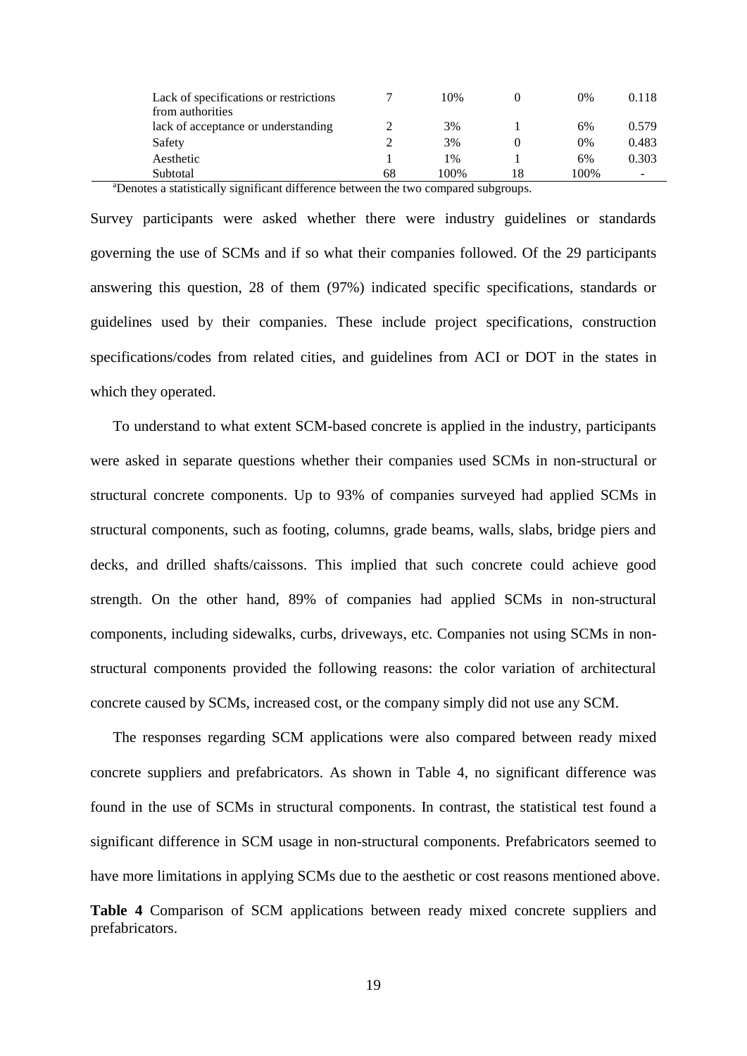| | | | | | |
|---|---|---|---|---|---|
| Lack of specifications or restrictions from authorities | 7 | 10% | 0 | 0% | 0.118 |
| lack of acceptance or understanding | 2 | 3% | 1 | 6% | 0.579 |
| Safety | 2 | 3% | 0 | 0% | 0.483 |
| Aesthetic | 1 | 1% | 1 | 6% | 0.303 |
| Subtotal | 68 | 100% | 18 | 100% | - |

[a]Denotes a statistically significant difference between the two compared subgroups.

Survey participants were asked whether there were industry guidelines or standards governing the use of SCMs and if so what their companies followed. Of the 29 participants answering this question, 28 of them (97%) indicated specific specifications, standards or guidelines used by their companies. These include project specifications, construction specifications/codes from related cities, and guidelines from ACI or DOT in the states in which they operated.

To understand to what extent SCM-based concrete is applied in the industry, participants were asked in separate questions whether their companies used SCMs in non-structural or structural concrete components. Up to 93% of companies surveyed had applied SCMs in structural components, such as footing, columns, grade beams, walls, slabs, bridge piers and decks, and drilled shafts/caissons. This implied that such concrete could achieve good strength. On the other hand, 89% of companies had applied SCMs in non-structural components, including sidewalks, curbs, driveways, etc. Companies not using SCMs in non-structural components provided the following reasons: the color variation of architectural concrete caused by SCMs, increased cost, or the company simply did not use any SCM.

The responses regarding SCM applications were also compared between ready mixed concrete suppliers and prefabricators. As shown in Table 4, no significant difference was found in the use of SCMs in structural components. In contrast, the statistical test found a significant difference in SCM usage in non-structural components. Prefabricators seemed to have more limitations in applying SCMs due to the aesthetic or cost reasons mentioned above.

**Table 4** Comparison of SCM applications between ready mixed concrete suppliers and prefabricators.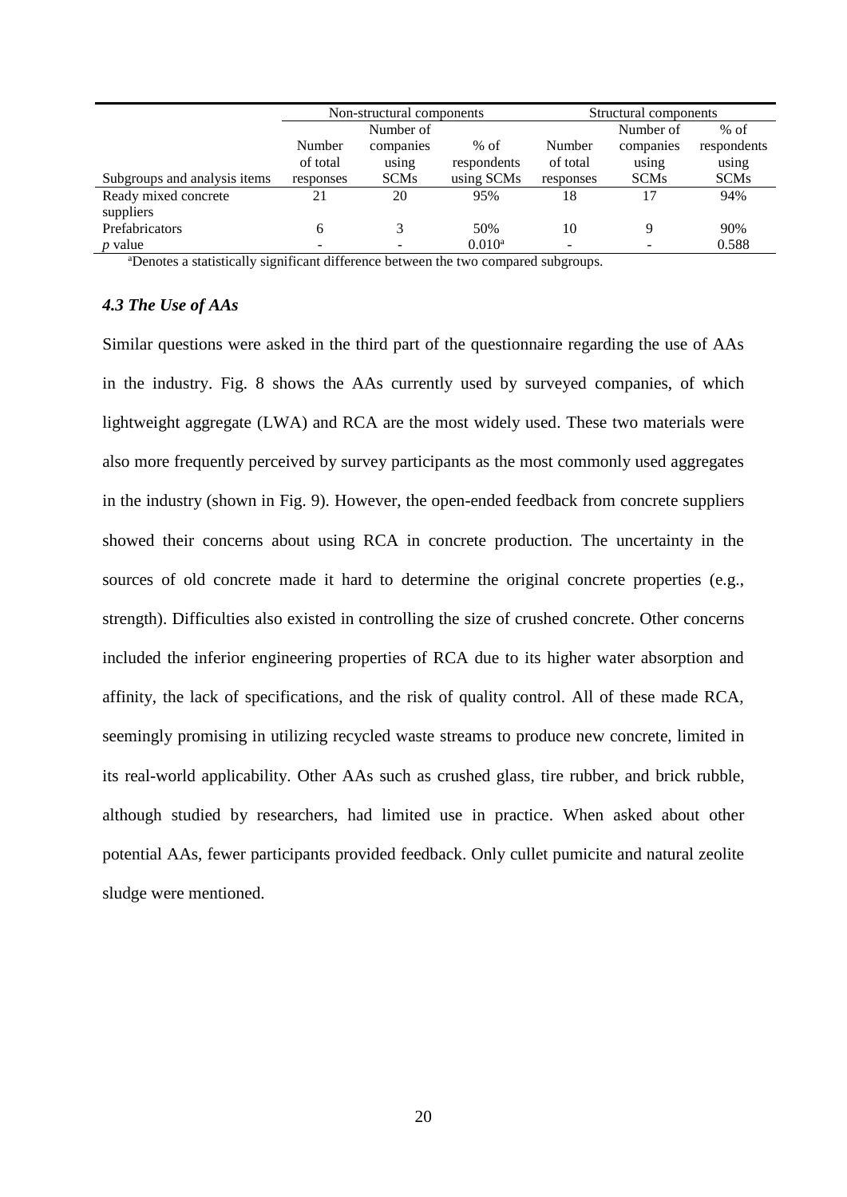|  | Non-structural components |  |  | Structural components |  |  |
|---|---|---|---|---|---|---|
| Subgroups and analysis items | Number of total responses | Number of companies using SCMs | % of respondents using SCMs | Number of total responses | Number of companies using SCMs | % of respondents using SCMs |
| Ready mixed concrete suppliers | 21 | 20 | 95% | 18 | 17 | 94% |
| Prefabricators | 6 | 3 | 50% | 10 | 9 | 90% |
| *p* value | - | - | 0.010[a] | - | - | 0.588 |

[a]Denotes a statistically significant difference between the two compared subgroups.

### *4.3 The Use of AAs*

Similar questions were asked in the third part of the questionnaire regarding the use of AAs in the industry. Fig. 8 shows the AAs currently used by surveyed companies, of which lightweight aggregate (LWA) and RCA are the most widely used. These two materials were also more frequently perceived by survey participants as the most commonly used aggregates in the industry (shown in Fig. 9). However, the open-ended feedback from concrete suppliers showed their concerns about using RCA in concrete production. The uncertainty in the sources of old concrete made it hard to determine the original concrete properties (e.g., strength). Difficulties also existed in controlling the size of crushed concrete. Other concerns included the inferior engineering properties of RCA due to its higher water absorption and affinity, the lack of specifications, and the risk of quality control. All of these made RCA, seemingly promising in utilizing recycled waste streams to produce new concrete, limited in its real-world applicability. Other AAs such as crushed glass, tire rubber, and brick rubble, although studied by researchers, had limited use in practice. When asked about other potential AAs, fewer participants provided feedback. Only cullet pumicite and natural zeolite sludge were mentioned.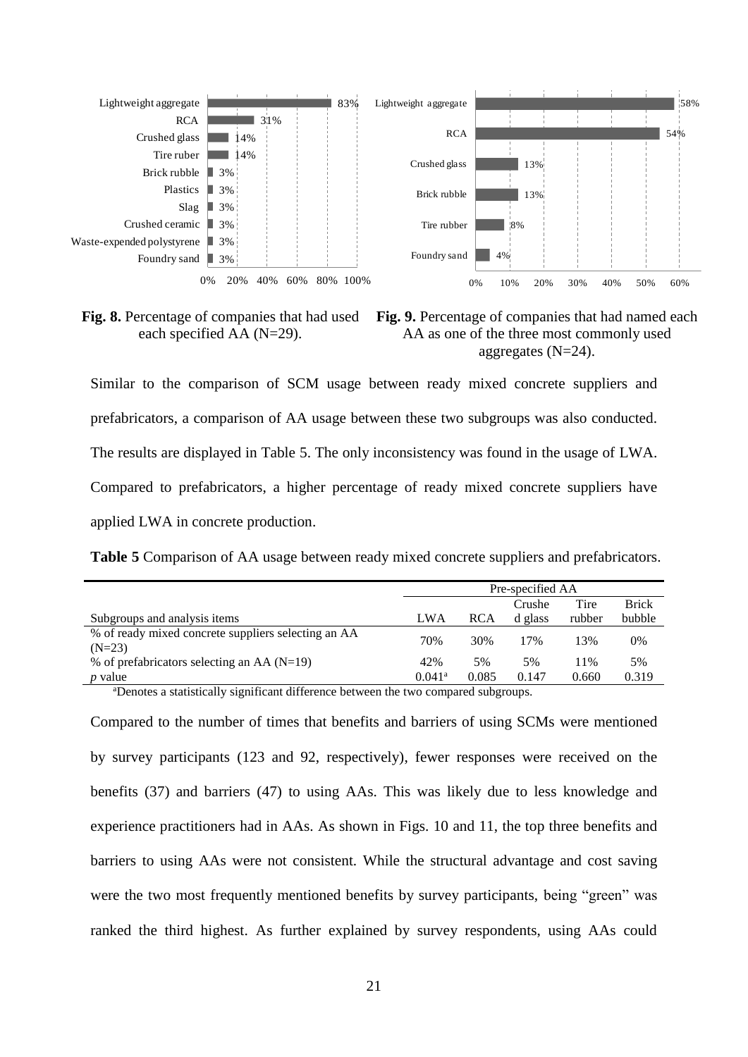**Fig. 8.** Percentage of companies that had used each specified AA (N=29).

**Fig. 9.** Percentage of companies that had named each AA as one of the three most commonly used aggregates (N=24).

Similar to the comparison of SCM usage between ready mixed concrete suppliers and prefabricators, a comparison of AA usage between these two subgroups was also conducted. The results are displayed in Table 5. The only inconsistency was found in the usage of LWA. Compared to prefabricators, a higher percentage of ready mixed concrete suppliers have applied LWA in concrete production.

**Table 5** Comparison of AA usage between ready mixed concrete suppliers and prefabricators.

| Subgroups and analysis items | Pre-specified AA | | | | |
|---|---|---|---|---|---|
| | LWA | RCA | Crushed glass | Tire rubber | Brick bubble |
| % of ready mixed concrete suppliers selecting an AA (N=23) | 70% | 30% | 17% | 13% | 0% |
| % of prefabricators selecting an AA (N=19) | 42% | 5% | 5% | 11% | 5% |
| *p* value | 0.041[a] | 0.085 | 0.147 | 0.660 | 0.319 |

[a]Denotes a statistically significant difference between the two compared subgroups.

Compared to the number of times that benefits and barriers of using SCMs were mentioned by survey participants (123 and 92, respectively), fewer responses were received on the benefits (37) and barriers (47) to using AAs. This was likely due to less knowledge and experience practitioners had in AAs. As shown in Figs. 10 and 11, the top three benefits and barriers to using AAs were not consistent. While the structural advantage and cost saving were the two most frequently mentioned benefits by survey participants, being "green" was ranked the third highest. As further explained by survey respondents, using AAs could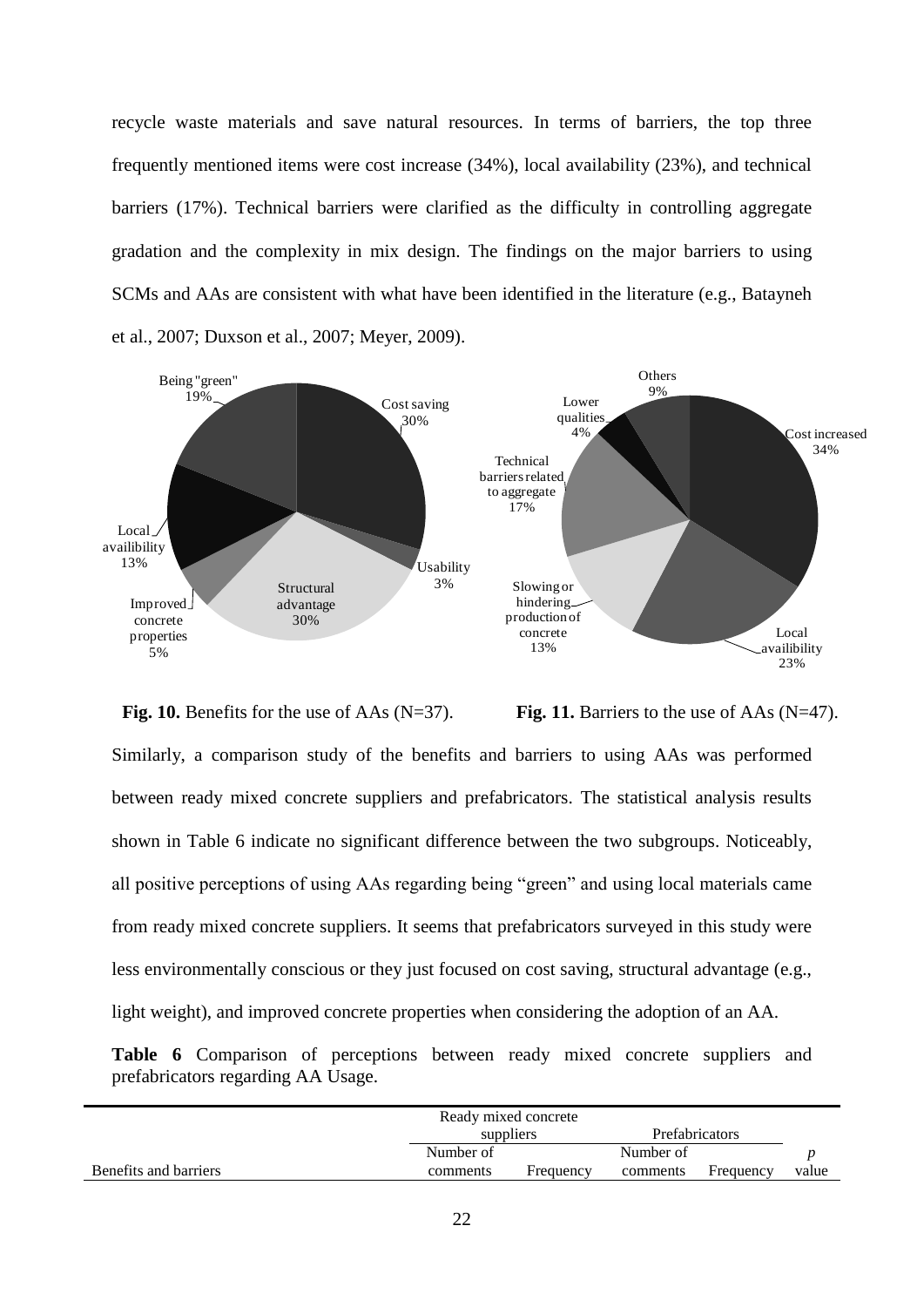recycle waste materials and save natural resources. In terms of barriers, the top three frequently mentioned items were cost increase (34%), local availability (23%), and technical barriers (17%). Technical barriers were clarified as the difficulty in controlling aggregate gradation and the complexity in mix design. The findings on the major barriers to using SCMs and AAs are consistent with what have been identified in the literature (e.g., Batayneh et al., 2007; Duxson et al., 2007; Meyer, 2009).

**Fig. 10.** Benefits for the use of AAs (N=37).

**Fig. 11.** Barriers to the use of AAs (N=47).

Similarly, a comparison study of the benefits and barriers to using AAs was performed between ready mixed concrete suppliers and prefabricators. The statistical analysis results shown in Table 6 indicate no significant difference between the two subgroups. Noticeably, all positive perceptions of using AAs regarding being "green" and using local materials came from ready mixed concrete suppliers. It seems that prefabricators surveyed in this study were less environmentally conscious or they just focused on cost saving, structural advantage (e.g., light weight), and improved concrete properties when considering the adoption of an AA.

**Table 6** Comparison of perceptions between ready mixed concrete suppliers and prefabricators regarding AA Usage.

| | Ready mixed concrete suppliers | | Prefabricators | | |
|---|---|---|---|---|---|
| Benefits and barriers | Number of comments | Frequency | Number of comments | Frequency | *p* value |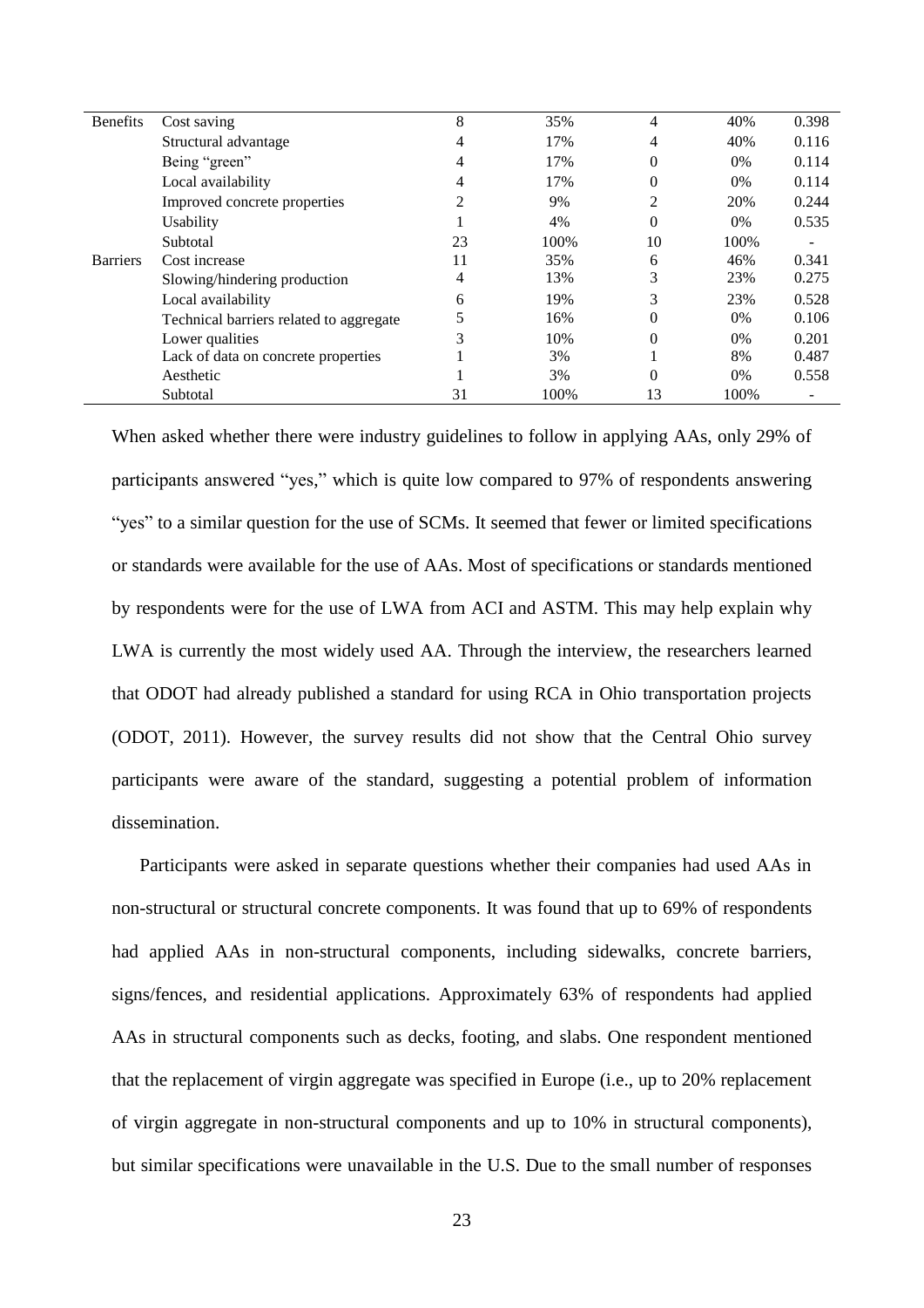| | | | | | | |
|---|---|---|---|---|---|---|
| Benefits | Cost saving | 8 | 35% | 4 | 40% | 0.398 |
| | Structural advantage | 4 | 17% | 4 | 40% | 0.116 |
| | Being "green" | 4 | 17% | 0 | 0% | 0.114 |
| | Local availability | 4 | 17% | 0 | 0% | 0.114 |
| | Improved concrete properties | 2 | 9% | 2 | 20% | 0.244 |
| | Usability | 1 | 4% | 0 | 0% | 0.535 |
| | Subtotal | 23 | 100% | 10 | 100% | - |
| Barriers | Cost increase | 11 | 35% | 6 | 46% | 0.341 |
| | Slowing/hindering production | 4 | 13% | 3 | 23% | 0.275 |
| | Local availability | 6 | 19% | 3 | 23% | 0.528 |
| | Technical barriers related to aggregate | 5 | 16% | 0 | 0% | 0.106 |
| | Lower qualities | 3 | 10% | 0 | 0% | 0.201 |
| | Lack of data on concrete properties | 1 | 3% | 1 | 8% | 0.487 |
| | Aesthetic | 1 | 3% | 0 | 0% | 0.558 |
| | Subtotal | 31 | 100% | 13 | 100% | - |

When asked whether there were industry guidelines to follow in applying AAs, only 29% of participants answered "yes," which is quite low compared to 97% of respondents answering "yes" to a similar question for the use of SCMs. It seemed that fewer or limited specifications or standards were available for the use of AAs. Most of specifications or standards mentioned by respondents were for the use of LWA from ACI and ASTM. This may help explain why LWA is currently the most widely used AA. Through the interview, the researchers learned that ODOT had already published a standard for using RCA in Ohio transportation projects (ODOT, 2011). However, the survey results did not show that the Central Ohio survey participants were aware of the standard, suggesting a potential problem of information dissemination.

Participants were asked in separate questions whether their companies had used AAs in non-structural or structural concrete components. It was found that up to 69% of respondents had applied AAs in non-structural components, including sidewalks, concrete barriers, signs/fences, and residential applications. Approximately 63% of respondents had applied AAs in structural components such as decks, footing, and slabs. One respondent mentioned that the replacement of virgin aggregate was specified in Europe (i.e., up to 20% replacement of virgin aggregate in non-structural components and up to 10% in structural components), but similar specifications were unavailable in the U.S. Due to the small number of responses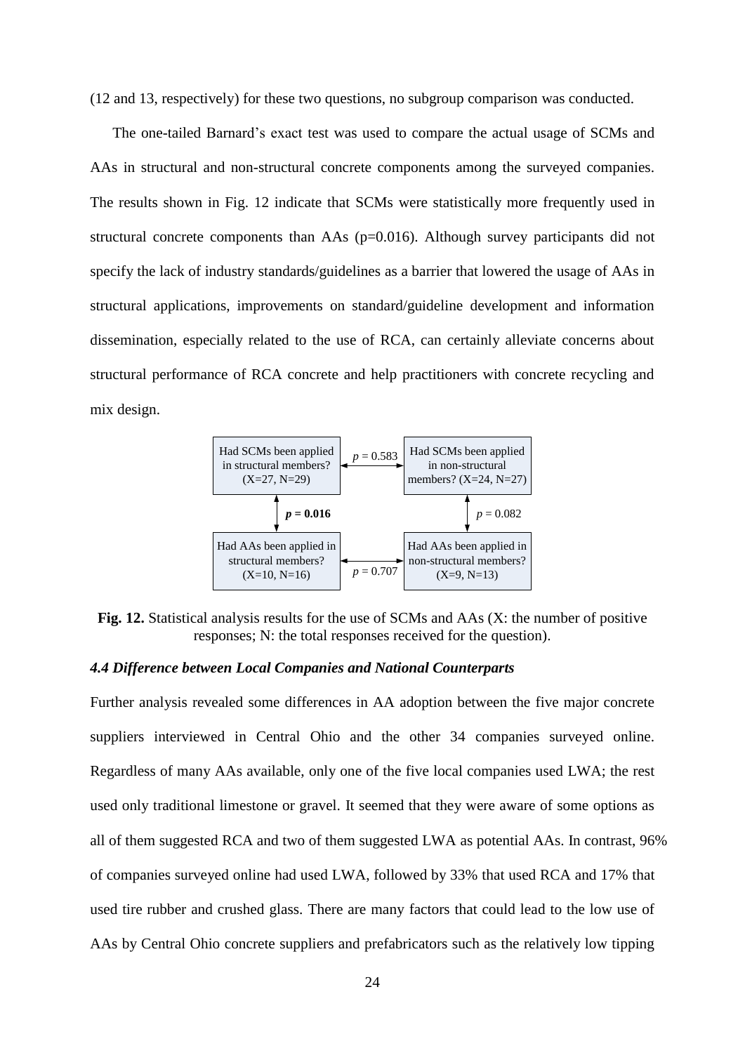(12 and 13, respectively) for these two questions, no subgroup comparison was conducted.

The one-tailed Barnard's exact test was used to compare the actual usage of SCMs and AAs in structural and non-structural concrete components among the surveyed companies. The results shown in Fig. 12 indicate that SCMs were statistically more frequently used in structural concrete components than AAs (p=0.016). Although survey participants did not specify the lack of industry standards/guidelines as a barrier that lowered the usage of AAs in structural applications, improvements on standard/guideline development and information dissemination, especially related to the use of RCA, can certainly alleviate concerns about structural performance of RCA concrete and help practitioners with concrete recycling and mix design.

| | | |
|---|---|---|
| Had SCMs been applied in structural members? (X=27, N=29) | ← $p$ = 0.583 → | Had SCMs been applied in non-structural members? (X=24, N=27) |
| ↕ **$p$ = 0.016** | | ↕ $p$ = 0.082 |
| Had AAs been applied in structural members? (X=10, N=16) | ← $p$ = 0.707 → | Had AAs been applied in non-structural members? (X=9, N=13) |

**Fig. 12.** Statistical analysis results for the use of SCMs and AAs (X: the number of positive responses; N: the total responses received for the question).

### *4.4 Difference between Local Companies and National Counterparts*

Further analysis revealed some differences in AA adoption between the five major concrete suppliers interviewed in Central Ohio and the other 34 companies surveyed online. Regardless of many AAs available, only one of the five local companies used LWA; the rest used only traditional limestone or gravel. It seemed that they were aware of some options as all of them suggested RCA and two of them suggested LWA as potential AAs. In contrast, 96% of companies surveyed online had used LWA, followed by 33% that used RCA and 17% that used tire rubber and crushed glass. There are many factors that could lead to the low use of AAs by Central Ohio concrete suppliers and prefabricators such as the relatively low tipping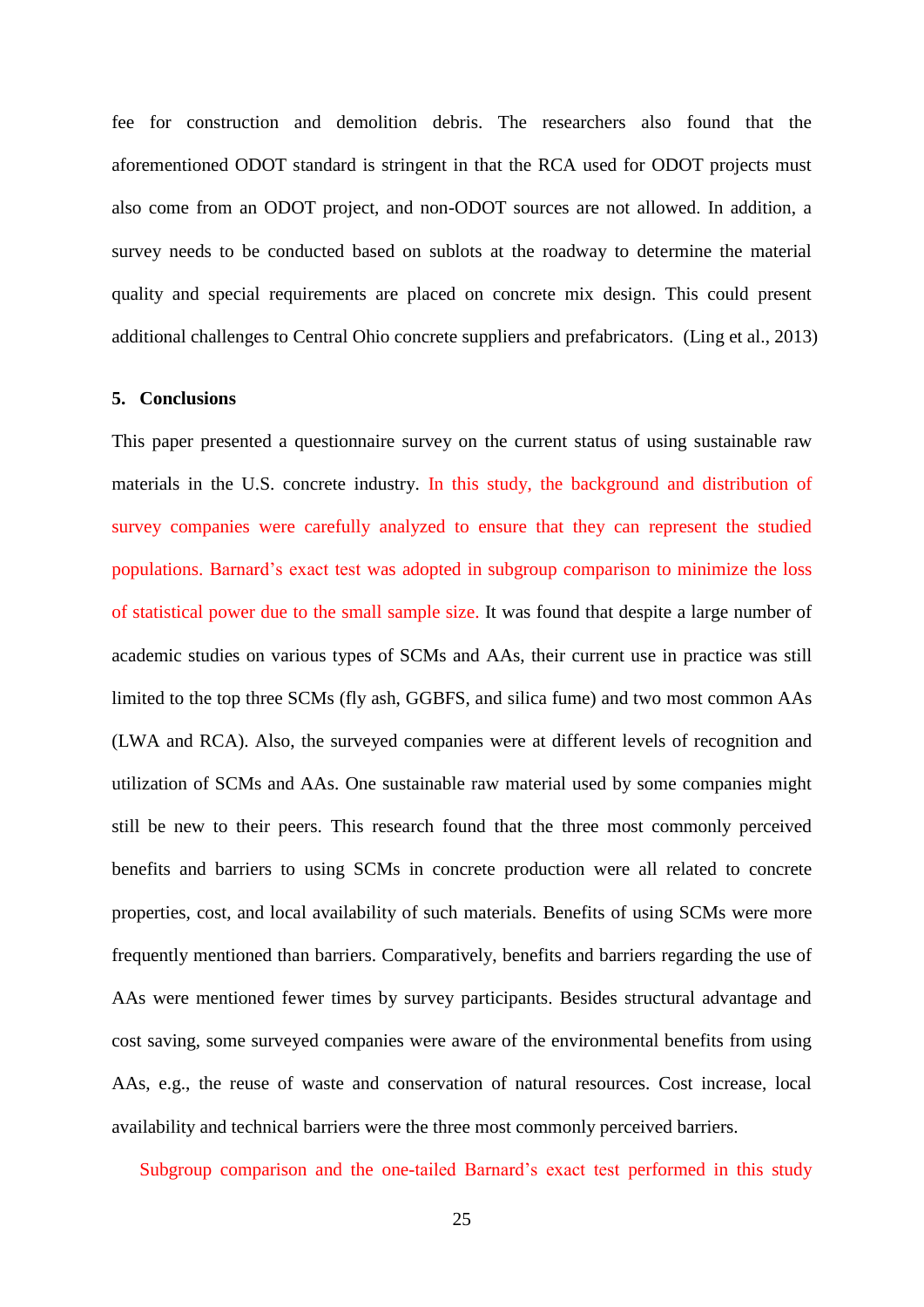fee for construction and demolition debris. The researchers also found that the aforementioned ODOT standard is stringent in that the RCA used for ODOT projects must also come from an ODOT project, and non-ODOT sources are not allowed. In addition, a survey needs to be conducted based on sublots at the roadway to determine the material quality and special requirements are placed on concrete mix design. This could present additional challenges to Central Ohio concrete suppliers and prefabricators. (Ling et al., 2013)

## 5. Conclusions

This paper presented a questionnaire survey on the current status of using sustainable raw materials in the U.S. concrete industry. In this study, the background and distribution of survey companies were carefully analyzed to ensure that they can represent the studied populations. Barnard's exact test was adopted in subgroup comparison to minimize the loss of statistical power due to the small sample size. It was found that despite a large number of academic studies on various types of SCMs and AAs, their current use in practice was still limited to the top three SCMs (fly ash, GGBFS, and silica fume) and two most common AAs (LWA and RCA). Also, the surveyed companies were at different levels of recognition and utilization of SCMs and AAs. One sustainable raw material used by some companies might still be new to their peers. This research found that the three most commonly perceived benefits and barriers to using SCMs in concrete production were all related to concrete properties, cost, and local availability of such materials. Benefits of using SCMs were more frequently mentioned than barriers. Comparatively, benefits and barriers regarding the use of AAs were mentioned fewer times by survey participants. Besides structural advantage and cost saving, some surveyed companies were aware of the environmental benefits from using AAs, e.g., the reuse of waste and conservation of natural resources. Cost increase, local availability and technical barriers were the three most commonly perceived barriers.

Subgroup comparison and the one-tailed Barnard's exact test performed in this study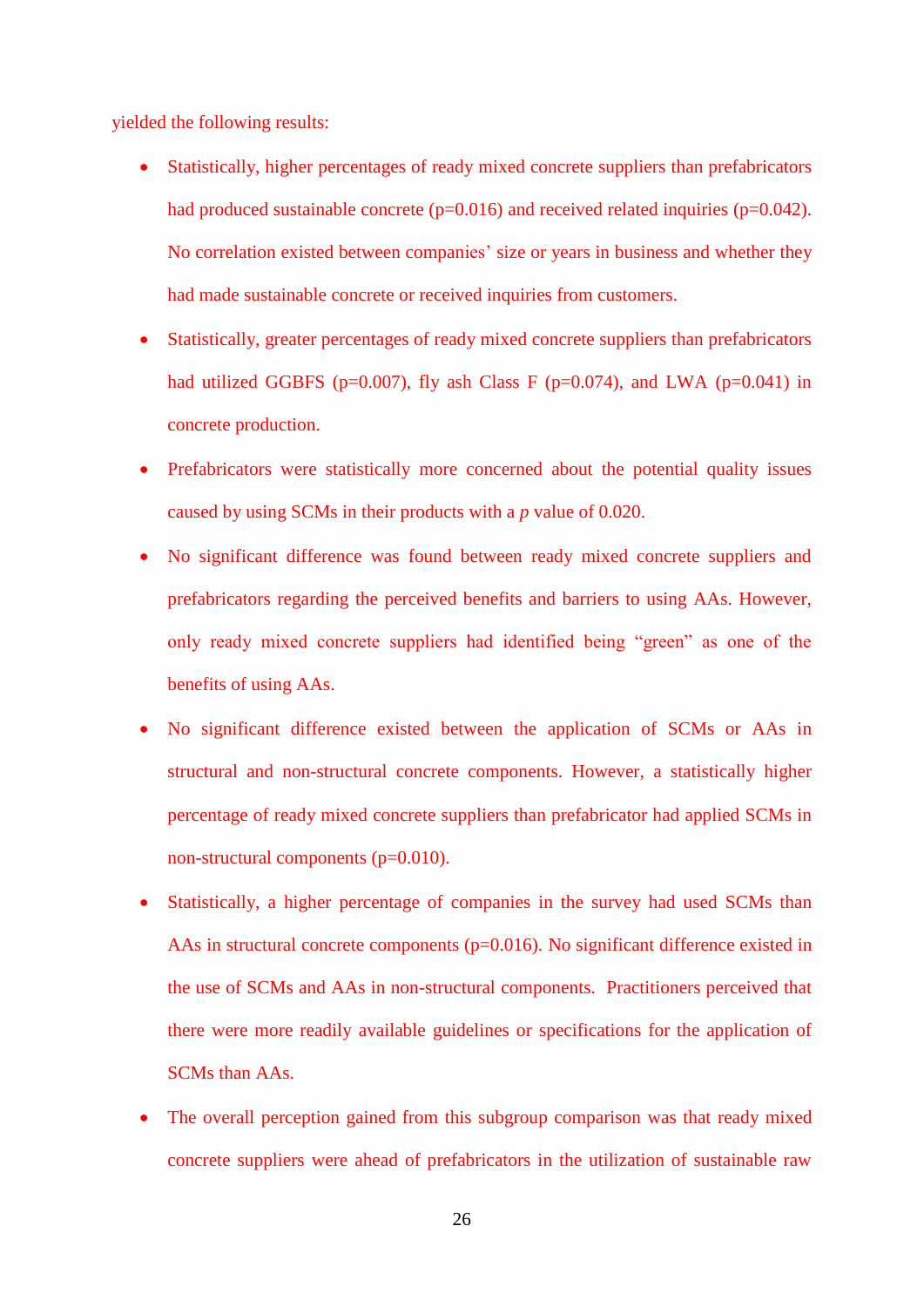yielded the following results:

- Statistically, higher percentages of ready mixed concrete suppliers than prefabricators had produced sustainable concrete ($p=0.016$) and received related inquiries ($p=0.042$). No correlation existed between companies' size or years in business and whether they had made sustainable concrete or received inquiries from customers.
- Statistically, greater percentages of ready mixed concrete suppliers than prefabricators had utilized GGBFS ($p=0.007$), fly ash Class F ($p=0.074$), and LWA ($p=0.041$) in concrete production.
- Prefabricators were statistically more concerned about the potential quality issues caused by using SCMs in their products with a $p$ value of 0.020.
- No significant difference was found between ready mixed concrete suppliers and prefabricators regarding the perceived benefits and barriers to using AAs. However, only ready mixed concrete suppliers had identified being "green" as one of the benefits of using AAs.
- No significant difference existed between the application of SCMs or AAs in structural and non-structural concrete components. However, a statistically higher percentage of ready mixed concrete suppliers than prefabricator had applied SCMs in non-structural components ($p=0.010$).
- Statistically, a higher percentage of companies in the survey had used SCMs than AAs in structural concrete components ($p=0.016$). No significant difference existed in the use of SCMs and AAs in non-structural components. Practitioners perceived that there were more readily available guidelines or specifications for the application of SCMs than AAs.
- The overall perception gained from this subgroup comparison was that ready mixed concrete suppliers were ahead of prefabricators in the utilization of sustainable raw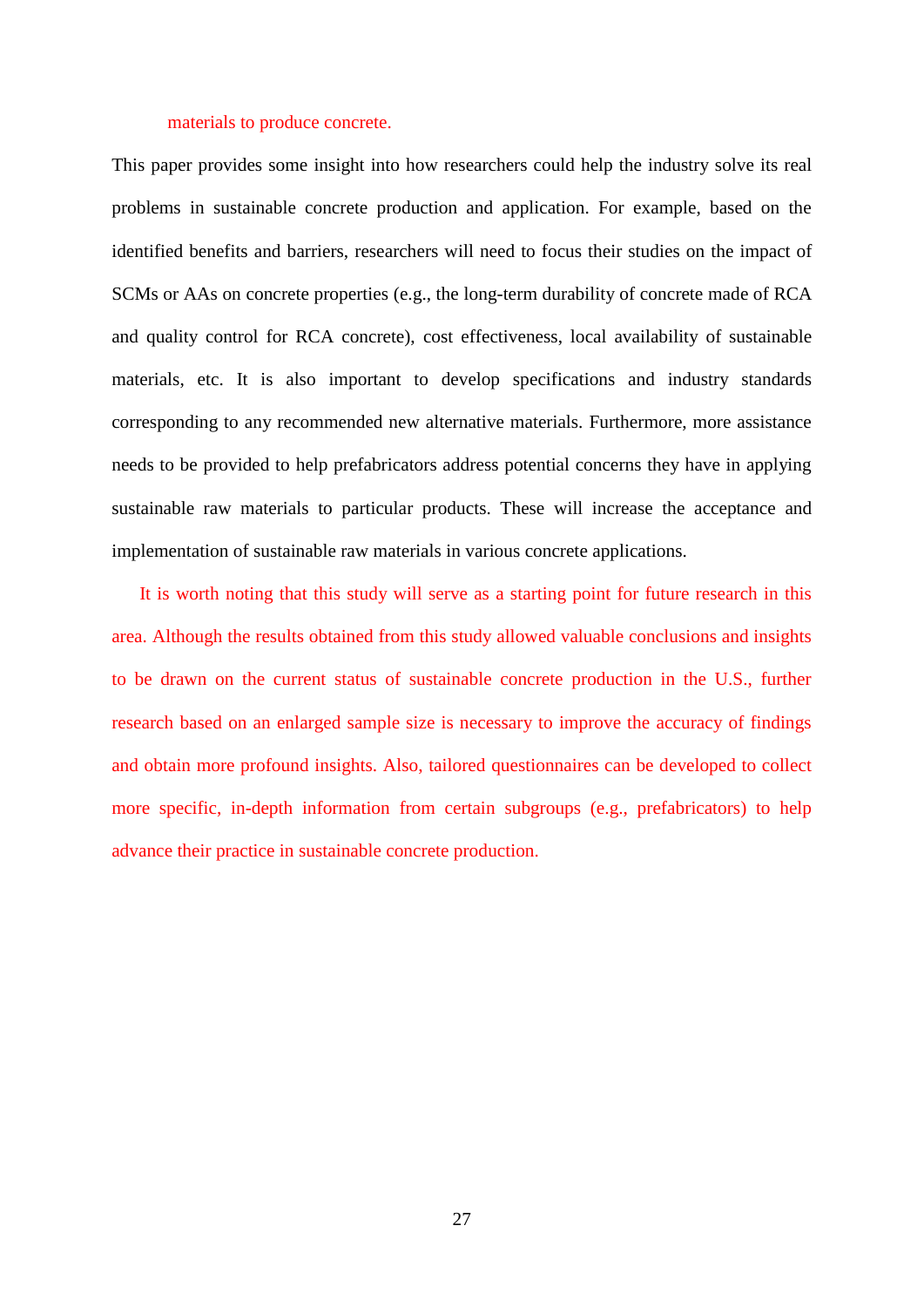materials to produce concrete.

This paper provides some insight into how researchers could help the industry solve its real problems in sustainable concrete production and application. For example, based on the identified benefits and barriers, researchers will need to focus their studies on the impact of SCMs or AAs on concrete properties (e.g., the long-term durability of concrete made of RCA and quality control for RCA concrete), cost effectiveness, local availability of sustainable materials, etc. It is also important to develop specifications and industry standards corresponding to any recommended new alternative materials. Furthermore, more assistance needs to be provided to help prefabricators address potential concerns they have in applying sustainable raw materials to particular products. These will increase the acceptance and implementation of sustainable raw materials in various concrete applications.

It is worth noting that this study will serve as a starting point for future research in this area. Although the results obtained from this study allowed valuable conclusions and insights to be drawn on the current status of sustainable concrete production in the U.S., further research based on an enlarged sample size is necessary to improve the accuracy of findings and obtain more profound insights. Also, tailored questionnaires can be developed to collect more specific, in-depth information from certain subgroups (e.g., prefabricators) to help advance their practice in sustainable concrete production.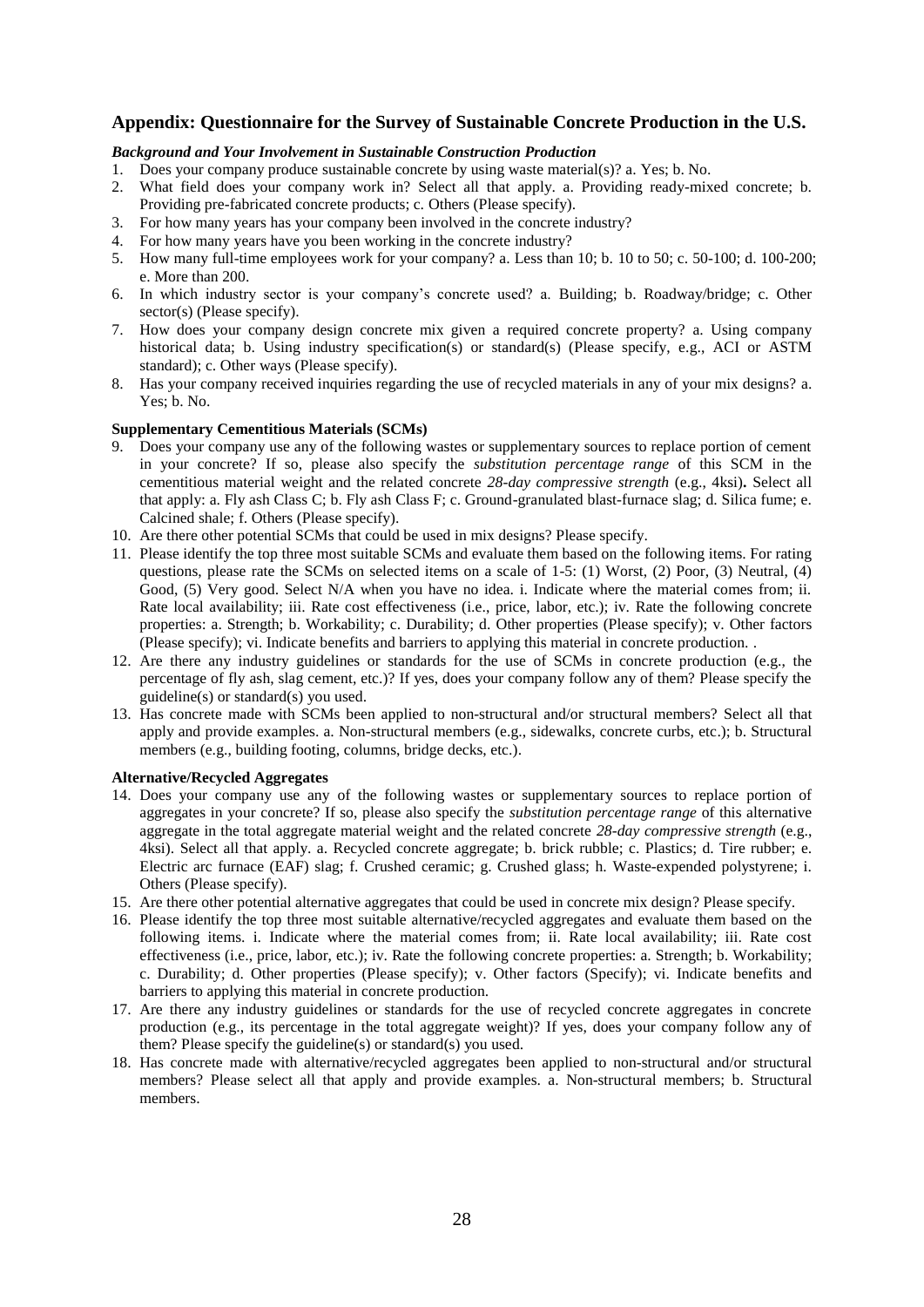## Appendix: Questionnaire for the Survey of Sustainable Concrete Production in the U.S.

***Background and Your Involvement in Sustainable Construction Production***

1. Does your company produce sustainable concrete by using waste material(s)? a. Yes; b. No.
2. What field does your company work in? Select all that apply. a. Providing ready-mixed concrete; b. Providing pre-fabricated concrete products; c. Others (Please specify).
3. For how many years has your company been involved in the concrete industry?
4. For how many years have you been working in the concrete industry?
5. How many full-time employees work for your company? a. Less than 10; b. 10 to 50; c. 50-100; d. 100-200; e. More than 200.
6. In which industry sector is your company's concrete used? a. Building; b. Roadway/bridge; c. Other sector(s) (Please specify).
7. How does your company design concrete mix given a required concrete property? a. Using company historical data; b. Using industry specification(s) or standard(s) (Please specify, e.g., ACI or ASTM standard); c. Other ways (Please specify).
8. Has your company received inquiries regarding the use of recycled materials in any of your mix designs? a. Yes; b. No.

**Supplementary Cementitious Materials (SCMs)**

9. Does your company use any of the following wastes or supplementary sources to replace portion of cement in your concrete? If so, please also specify the *substitution percentage range* of this SCM in the cementitious material weight and the related concrete *28-day compressive strength* (e.g., 4ksi)**.** Select all that apply: a. Fly ash Class C; b. Fly ash Class F; c. Ground-granulated blast-furnace slag; d. Silica fume; e. Calcined shale; f. Others (Please specify).
10. Are there other potential SCMs that could be used in mix designs? Please specify.
11. Please identify the top three most suitable SCMs and evaluate them based on the following items. For rating questions, please rate the SCMs on selected items on a scale of 1-5: (1) Worst, (2) Poor, (3) Neutral, (4) Good, (5) Very good. Select N/A when you have no idea. i. Indicate where the material comes from; ii. Rate local availability; iii. Rate cost effectiveness (i.e., price, labor, etc.); iv. Rate the following concrete properties: a. Strength; b. Workability; c. Durability; d. Other properties (Please specify); v. Other factors (Please specify); vi. Indicate benefits and barriers to applying this material in concrete production. .
12. Are there any industry guidelines or standards for the use of SCMs in concrete production (e.g., the percentage of fly ash, slag cement, etc.)? If yes, does your company follow any of them? Please specify the guideline(s) or standard(s) you used.
13. Has concrete made with SCMs been applied to non-structural and/or structural members? Select all that apply and provide examples. a. Non-structural members (e.g., sidewalks, concrete curbs, etc.); b. Structural members (e.g., building footing, columns, bridge decks, etc.).

**Alternative/Recycled Aggregates**

14. Does your company use any of the following wastes or supplementary sources to replace portion of aggregates in your concrete? If so, please also specify the *substitution percentage range* of this alternative aggregate in the total aggregate material weight and the related concrete *28-day compressive strength* (e.g., 4ksi). Select all that apply. a. Recycled concrete aggregate; b. brick rubble; c. Plastics; d. Tire rubber; e. Electric arc furnace (EAF) slag; f. Crushed ceramic; g. Crushed glass; h. Waste-expended polystyrene; i. Others (Please specify).
15. Are there other potential alternative aggregates that could be used in concrete mix design? Please specify.
16. Please identify the top three most suitable alternative/recycled aggregates and evaluate them based on the following items. i. Indicate where the material comes from; ii. Rate local availability; iii. Rate cost effectiveness (i.e., price, labor, etc.); iv. Rate the following concrete properties: a. Strength; b. Workability; c. Durability; d. Other properties (Please specify); v. Other factors (Specify); vi. Indicate benefits and barriers to applying this material in concrete production.
17. Are there any industry guidelines or standards for the use of recycled concrete aggregates in concrete production (e.g., its percentage in the total aggregate weight)? If yes, does your company follow any of them? Please specify the guideline(s) or standard(s) you used.
18. Has concrete made with alternative/recycled aggregates been applied to non-structural and/or structural members? Please select all that apply and provide examples. a. Non-structural members; b. Structural members.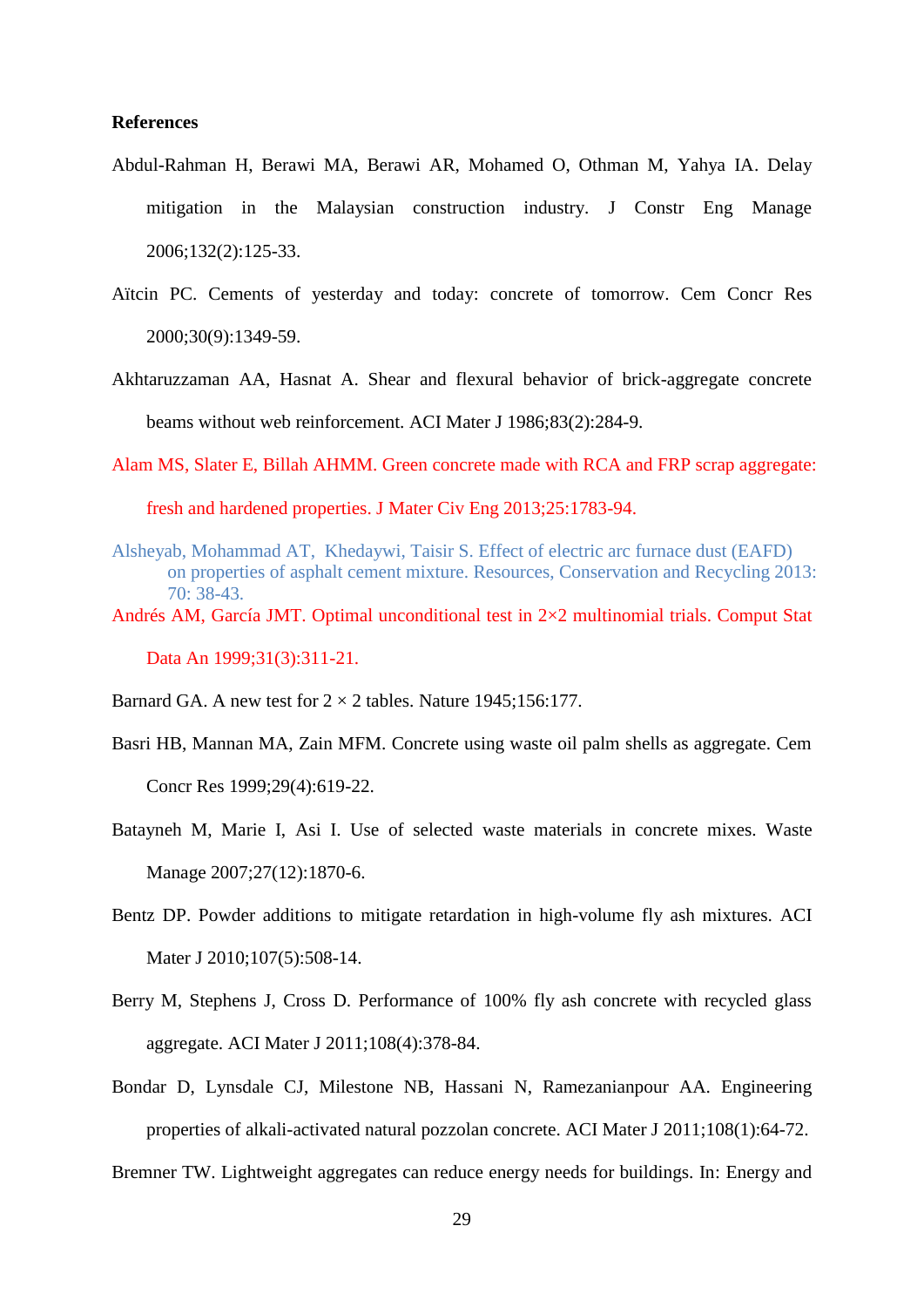**References**

Abdul-Rahman H, Berawi MA, Berawi AR, Mohamed O, Othman M, Yahya IA. Delay mitigation in the Malaysian construction industry. J Constr Eng Manage 2006;132(2):125-33.

Aïtcin PC. Cements of yesterday and today: concrete of tomorrow. Cem Concr Res 2000;30(9):1349-59.

Akhtaruzzaman AA, Hasnat A. Shear and flexural behavior of brick-aggregate concrete beams without web reinforcement. ACI Mater J 1986;83(2):284-9.

Alam MS, Slater E, Billah AHMM. Green concrete made with RCA and FRP scrap aggregate: fresh and hardened properties. J Mater Civ Eng 2013;25:1783-94.

Alsheyab, Mohammad AT, Khedaywi, Taisir S. Effect of electric arc furnace dust (EAFD) on properties of asphalt cement mixture. Resources, Conservation and Recycling 2013: 70: 38-43.

Andrés AM, García JMT. Optimal unconditional test in 2×2 multinomial trials. Comput Stat Data An 1999;31(3):311-21.

Barnard GA. A new test for 2 × 2 tables. Nature 1945;156:177.

Basri HB, Mannan MA, Zain MFM. Concrete using waste oil palm shells as aggregate. Cem Concr Res 1999;29(4):619-22.

Batayneh M, Marie I, Asi I. Use of selected waste materials in concrete mixes. Waste Manage 2007;27(12):1870-6.

Bentz DP. Powder additions to mitigate retardation in high-volume fly ash mixtures. ACI Mater J 2010;107(5):508-14.

Berry M, Stephens J, Cross D. Performance of 100% fly ash concrete with recycled glass aggregate. ACI Mater J 2011;108(4):378-84.

Bondar D, Lynsdale CJ, Milestone NB, Hassani N, Ramezanianpour AA. Engineering properties of alkali-activated natural pozzolan concrete. ACI Mater J 2011;108(1):64-72.

Bremner TW. Lightweight aggregates can reduce energy needs for buildings. In: Energy and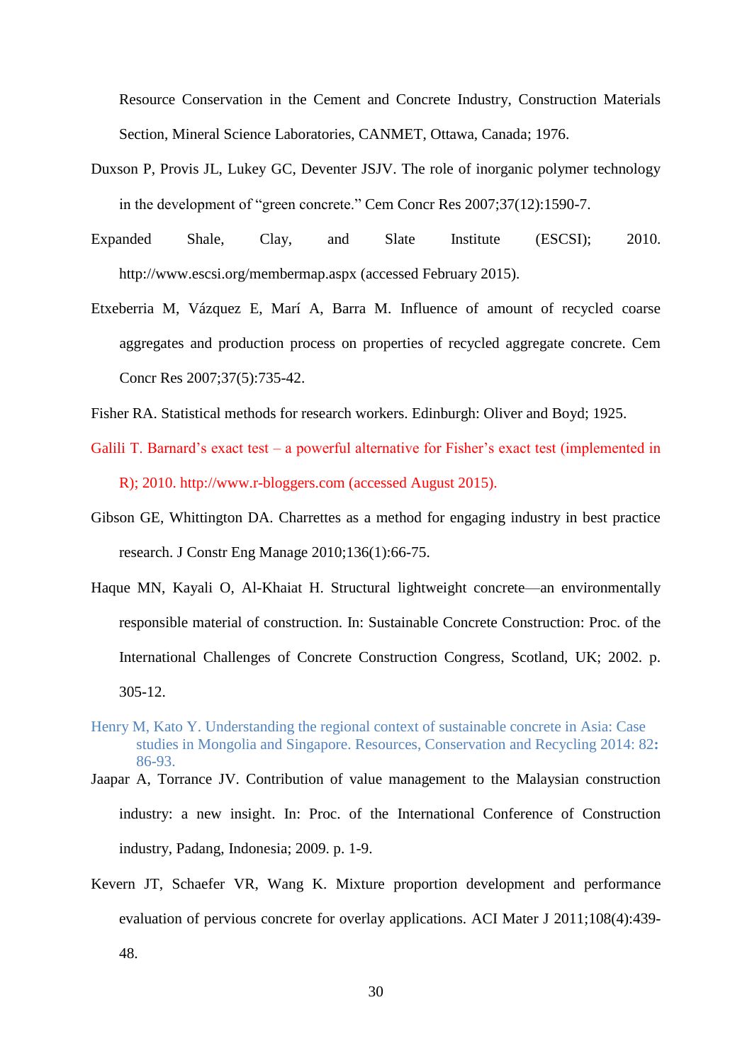Resource Conservation in the Cement and Concrete Industry, Construction Materials Section, Mineral Science Laboratories, CANMET, Ottawa, Canada; 1976.

Duxson P, Provis JL, Lukey GC, Deventer JSJV. The role of inorganic polymer technology in the development of "green concrete." Cem Concr Res 2007;37(12):1590-7.

Expanded Shale, Clay, and Slate Institute (ESCSI); 2010. http://www.escsi.org/membermap.aspx (accessed February 2015).

Etxeberria M, Vázquez E, Marí A, Barra M. Influence of amount of recycled coarse aggregates and production process on properties of recycled aggregate concrete. Cem Concr Res 2007;37(5):735-42.

Fisher RA. Statistical methods for research workers. Edinburgh: Oliver and Boyd; 1925.

Galili T. Barnard's exact test – a powerful alternative for Fisher's exact test (implemented in R); 2010. http://www.r-bloggers.com (accessed August 2015).

Gibson GE, Whittington DA. Charrettes as a method for engaging industry in best practice research. J Constr Eng Manage 2010;136(1):66-75.

Haque MN, Kayali O, Al-Khaiat H. Structural lightweight concrete—an environmentally responsible material of construction. In: Sustainable Concrete Construction: Proc. of the International Challenges of Concrete Construction Congress, Scotland, UK; 2002. p. 305-12.

Henry M, Kato Y. Understanding the regional context of sustainable concrete in Asia: Case studies in Mongolia and Singapore. Resources, Conservation and Recycling 2014: 82**:** 86-93.

Jaapar A, Torrance JV. Contribution of value management to the Malaysian construction industry: a new insight. In: Proc. of the International Conference of Construction industry, Padang, Indonesia; 2009. p. 1-9.

Kevern JT, Schaefer VR, Wang K. Mixture proportion development and performance evaluation of pervious concrete for overlay applications. ACI Mater J 2011;108(4):439-48.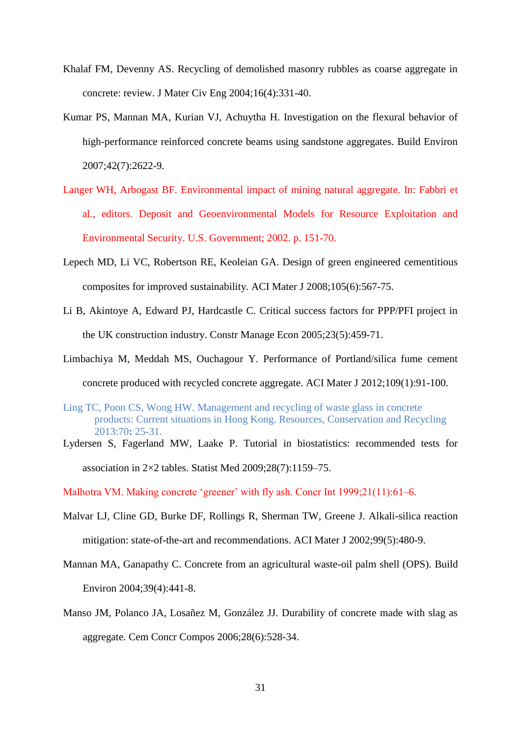Khalaf FM, Devenny AS. Recycling of demolished masonry rubbles as coarse aggregate in concrete: review. J Mater Civ Eng 2004;16(4):331-40.

Kumar PS, Mannan MA, Kurian VJ, Achuytha H. Investigation on the flexural behavior of high-performance reinforced concrete beams using sandstone aggregates. Build Environ 2007;42(7):2622-9.

Langer WH, Arbogast BF. Environmental impact of mining natural aggregate. In: Fabbri et al., editors. Deposit and Geoenvironmental Models for Resource Exploitation and Environmental Security. U.S. Government; 2002. p. 151-70.

Lepech MD, Li VC, Robertson RE, Keoleian GA. Design of green engineered cementitious composites for improved sustainability. ACI Mater J 2008;105(6):567-75.

Li B, Akintoye A, Edward PJ, Hardcastle C. Critical success factors for PPP/PFI project in the UK construction industry. Constr Manage Econ 2005;23(5):459-71.

Limbachiya M, Meddah MS, Ouchagour Y. Performance of Portland/silica fume cement concrete produced with recycled concrete aggregate. ACI Mater J 2012;109(1):91-100.

Ling TC, Poon CS, Wong HW. Management and recycling of waste glass in concrete products: Current situations in Hong Kong. Resources, Conservation and Recycling 2013:70**:** 25-31.

Lydersen S, Fagerland MW, Laake P. Tutorial in biostatistics: recommended tests for association in 2×2 tables. Statist Med 2009;28(7):1159–75.

Malhotra VM. Making concrete 'greener' with fly ash. Concr Int 1999;21(11):61–6.

Malvar LJ, Cline GD, Burke DF, Rollings R, Sherman TW, Greene J. Alkali-silica reaction mitigation: state-of-the-art and recommendations. ACI Mater J 2002;99(5):480-9.

Mannan MA, Ganapathy C. Concrete from an agricultural waste-oil palm shell (OPS). Build Environ 2004;39(4):441-8.

Manso JM, Polanco JA, Losañez M, González JJ. Durability of concrete made with slag as aggregate. Cem Concr Compos 2006;28(6):528-34.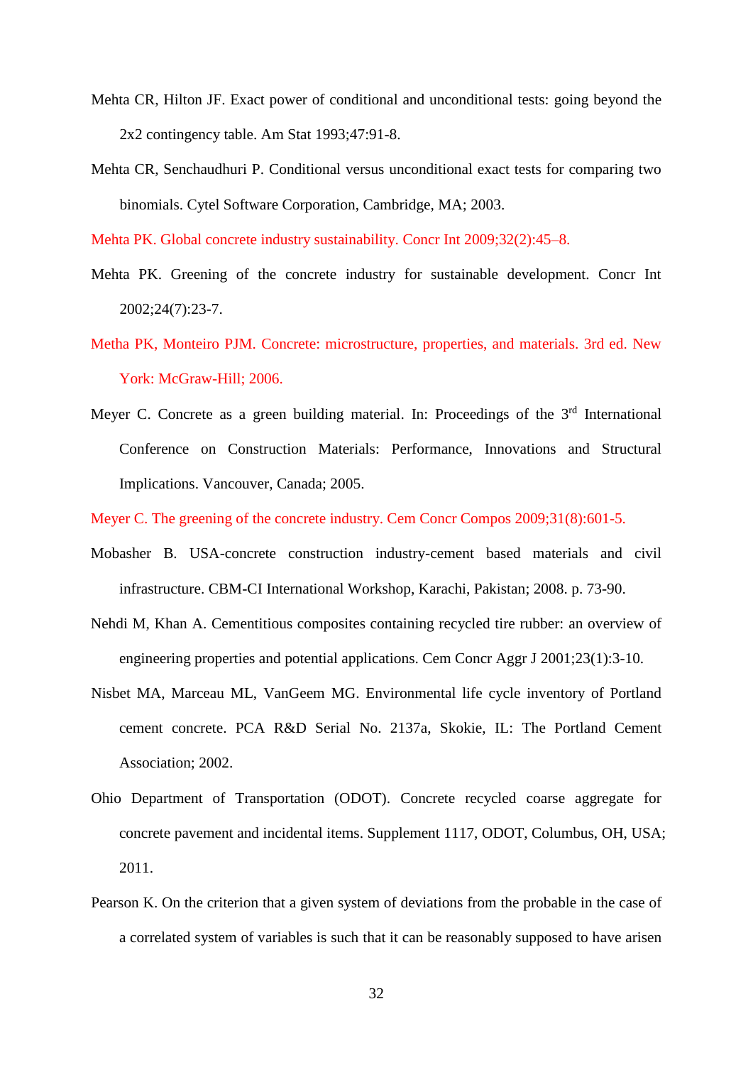Mehta CR, Hilton JF. Exact power of conditional and unconditional tests: going beyond the 2x2 contingency table. Am Stat 1993;47:91-8.

Mehta CR, Senchaudhuri P. Conditional versus unconditional exact tests for comparing two binomials. Cytel Software Corporation, Cambridge, MA; 2003.

Mehta PK. Global concrete industry sustainability. Concr Int 2009;32(2):45–8.

Mehta PK. Greening of the concrete industry for sustainable development. Concr Int 2002;24(7):23-7.

Metha PK, Monteiro PJM. Concrete: microstructure, properties, and materials. 3rd ed. New York: McGraw-Hill; 2006.

Meyer C. Concrete as a green building material. In: Proceedings of the 3rd International Conference on Construction Materials: Performance, Innovations and Structural Implications. Vancouver, Canada; 2005.

Meyer C. The greening of the concrete industry. Cem Concr Compos 2009;31(8):601-5.

Mobasher B. USA-concrete construction industry-cement based materials and civil infrastructure. CBM-CI International Workshop, Karachi, Pakistan; 2008. p. 73-90.

Nehdi M, Khan A. Cementitious composites containing recycled tire rubber: an overview of engineering properties and potential applications. Cem Concr Aggr J 2001;23(1):3-10.

Nisbet MA, Marceau ML, VanGeem MG. Environmental life cycle inventory of Portland cement concrete. PCA R&D Serial No. 2137a, Skokie, IL: The Portland Cement Association; 2002.

Ohio Department of Transportation (ODOT). Concrete recycled coarse aggregate for concrete pavement and incidental items. Supplement 1117, ODOT, Columbus, OH, USA; 2011.

Pearson K. On the criterion that a given system of deviations from the probable in the case of a correlated system of variables is such that it can be reasonably supposed to have arisen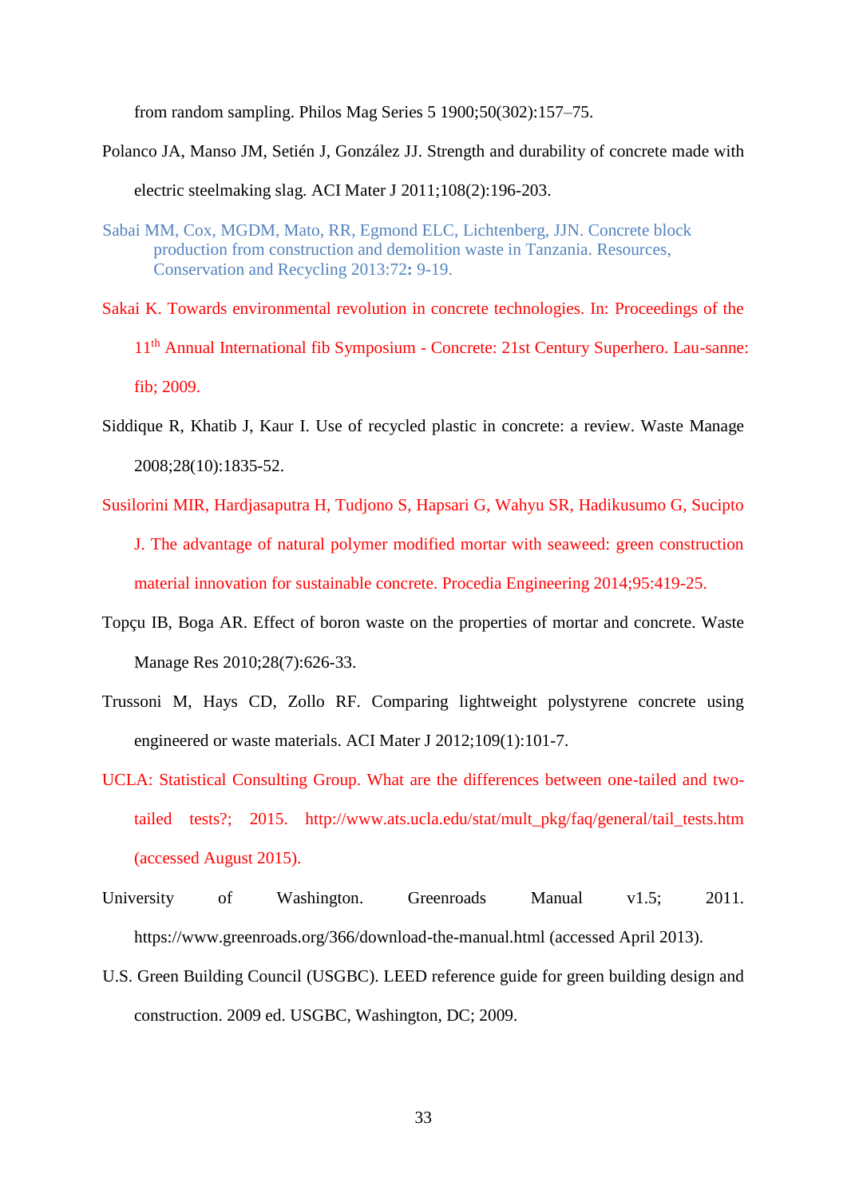from random sampling. Philos Mag Series 5 1900;50(302):157–75.

Polanco JA, Manso JM, Setién J, González JJ. Strength and durability of concrete made with electric steelmaking slag. ACI Mater J 2011;108(2):196-203.

Sabai MM, Cox, MGDM, Mato, RR, Egmond ELC, Lichtenberg, JJN. Concrete block production from construction and demolition waste in Tanzania. Resources, Conservation and Recycling 2013:72**:** 9-19.

Sakai K. Towards environmental revolution in concrete technologies. In: Proceedings of the 11th Annual International fib Symposium - Concrete: 21st Century Superhero. Lau-sanne: fib; 2009.

Siddique R, Khatib J, Kaur I. Use of recycled plastic in concrete: a review. Waste Manage 2008;28(10):1835-52.

Susilorini MIR, Hardjasaputra H, Tudjono S, Hapsari G, Wahyu SR, Hadikusumo G, Sucipto J. The advantage of natural polymer modified mortar with seaweed: green construction material innovation for sustainable concrete. Procedia Engineering 2014;95:419-25.

Topçu IB, Boga AR. Effect of boron waste on the properties of mortar and concrete. Waste Manage Res 2010;28(7):626-33.

Trussoni M, Hays CD, Zollo RF. Comparing lightweight polystyrene concrete using engineered or waste materials. ACI Mater J 2012;109(1):101-7.

UCLA: Statistical Consulting Group. What are the differences between one-tailed and two-tailed tests?; 2015. http://www.ats.ucla.edu/stat/mult_pkg/faq/general/tail_tests.htm (accessed August 2015).

University of Washington. Greenroads Manual v1.5; 2011. https://www.greenroads.org/366/download-the-manual.html (accessed April 2013).

U.S. Green Building Council (USGBC). LEED reference guide for green building design and construction. 2009 ed. USGBC, Washington, DC; 2009.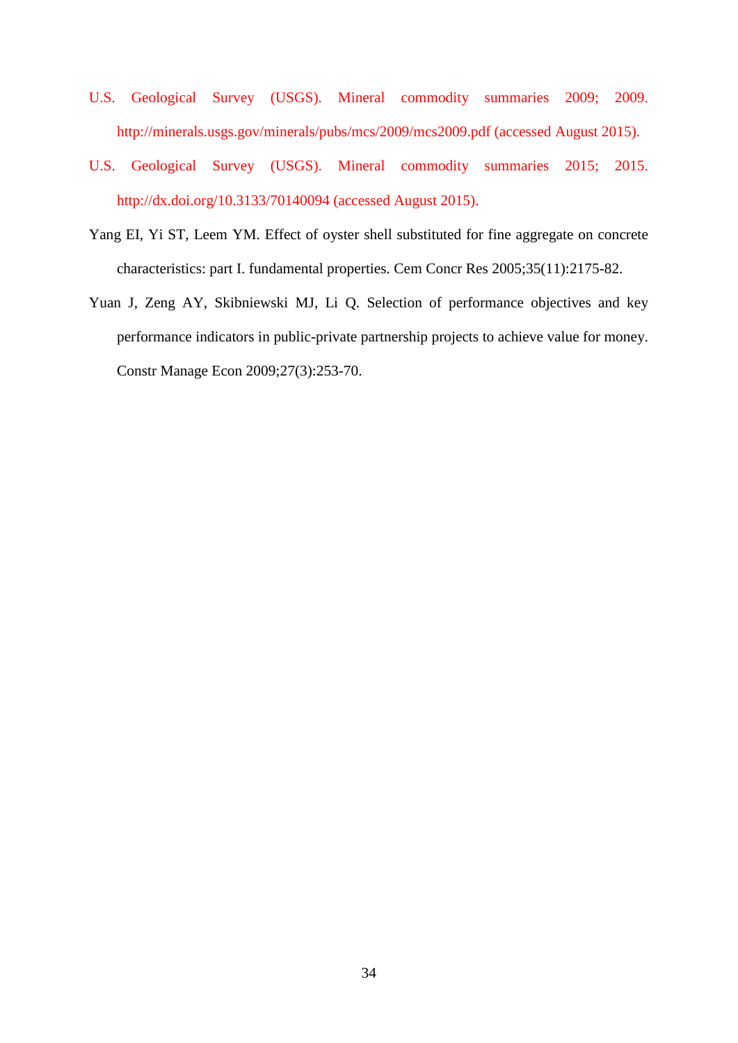U.S. Geological Survey (USGS). Mineral commodity summaries 2009; 2009. http://minerals.usgs.gov/minerals/pubs/mcs/2009/mcs2009.pdf (accessed August 2015).

U.S. Geological Survey (USGS). Mineral commodity summaries 2015; 2015. http://dx.doi.org/10.3133/70140094 (accessed August 2015).

Yang EI, Yi ST, Leem YM. Effect of oyster shell substituted for fine aggregate on concrete characteristics: part I. fundamental properties. Cem Concr Res 2005;35(11):2175-82.

Yuan J, Zeng AY, Skibniewski MJ, Li Q. Selection of performance objectives and key performance indicators in public-private partnership projects to achieve value for money. Constr Manage Econ 2009;27(3):253-70.